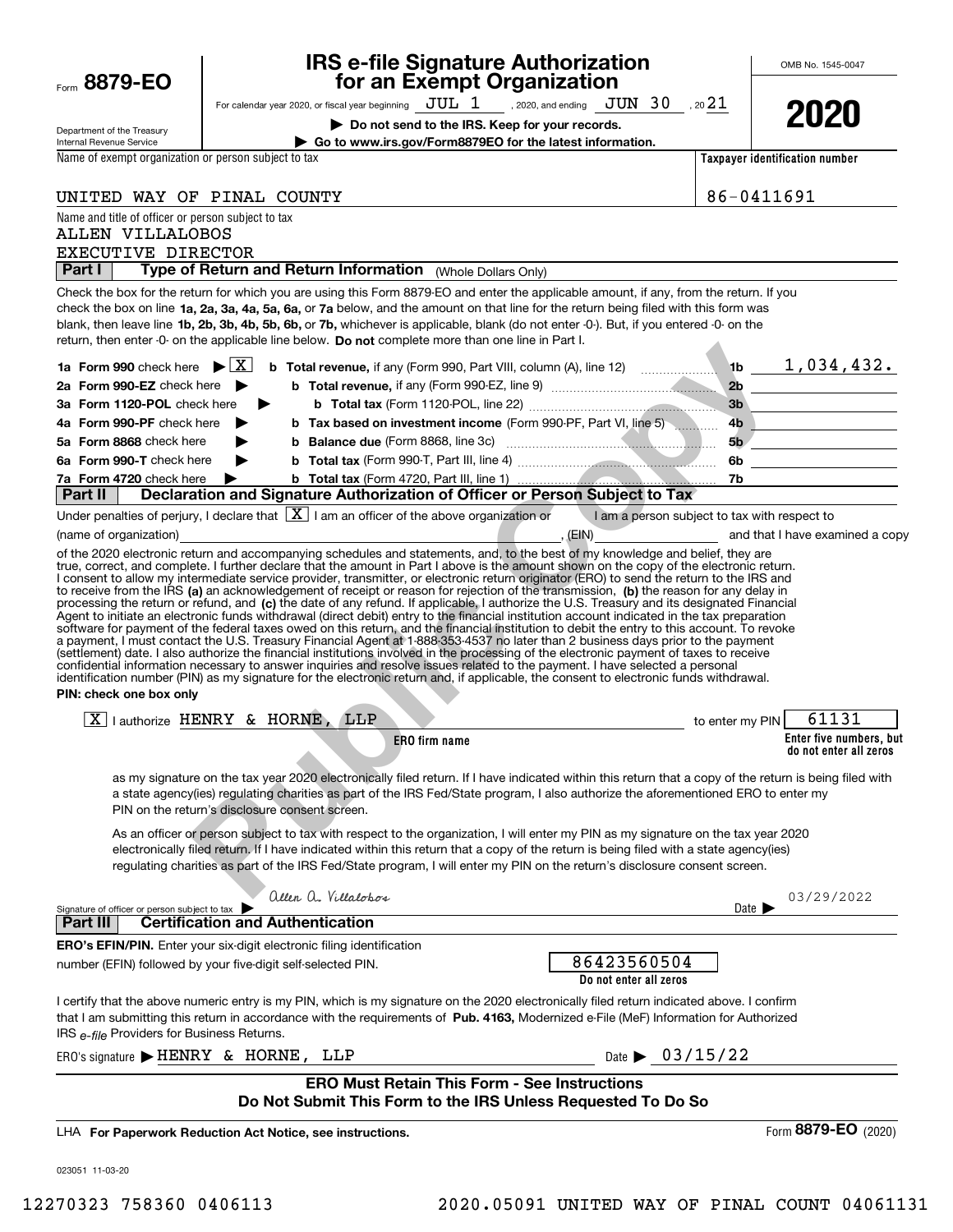Form **8879-EO**

Department of the Treasury
Internal Revenue Service

# IRS e-file Signature Authorization for an Exempt Organization

For calendar year 2020, or fiscal year beginning JUL 1 , 2020, and ending JUN 30 , 20 21

**▶ Do not send to the IRS. Keep for your records.**

**▶ Go to www.irs.gov/Form8879EO for the latest information.**

OMB No. 1545-0047

**2020**

Name of exempt organization or person subject to tax: UNITED WAY OF PINAL COUNTY

Taxpayer identification number: 86-0411691

Name and title of officer or person subject to tax:
ALLEN VILLALOBOS
EXECUTIVE DIRECTOR

## Part I — Type of Return and Return Information (Whole Dollars Only)

Check the box for the return for which you are using this Form 8879-EO and enter the applicable amount, if any, from the return. If you check the box on line **1a, 2a, 3a, 4a, 5a, 6a,** or **7a** below, and the amount on that line for the return being filed with this form was blank, then leave line **1b, 2b, 3b, 4b, 5b, 6b,** or **7b,** whichever is applicable, blank (do not enter -0-). But, if you entered -0- on the return, then enter -0- on the applicable line below. **Do not** complete more than one line in Part I.

| | | | |
|---|---|---|---|
| **1a Form 990** check here ▶ [X] | **b Total revenue,** if any (Form 990, Part VIII, column (A), line 12) | 1b | 1,034,432. |
| **2a Form 990-EZ** check here ▶ | **b Total revenue,** if any (Form 990-EZ, line 9) | 2b | |
| **3a Form 1120-POL** check here ▶ | **b Total tax** (Form 1120-POL, line 22) | 3b | |
| **4a Form 990-PF** check here ▶ | **b Tax based on investment income** (Form 990-PF, Part VI, line 5) | 4b | |
| **5a Form 8868** check here ▶ | **b Balance due** (Form 8868, line 3c) | 5b | |
| **6a Form 990-T** check here ▶ | **b Total tax** (Form 990-T, Part III, line 4) | 6b | |
| **7a Form 4720** check here ▶ | **b Total tax** (Form 4720, Part III, line 1) | 7b | |

## Part II — Declaration and Signature Authorization of Officer or Person Subject to Tax

Under penalties of perjury, I declare that [X] I am an officer of the above organization or [ ] I am a person subject to tax with respect to (name of organization) ______, (EIN) ______ and that I have examined a copy of the 2020 electronic return and accompanying schedules and statements, and, to the best of my knowledge and belief, they are true, correct, and complete. I further declare that the amount in Part I above is the amount shown on the copy of the electronic return. I consent to allow my intermediate service provider, transmitter, or electronic return originator (ERO) to send the return to the IRS and to receive from the IRS **(a)** an acknowledgement of receipt or reason for rejection of the transmission, **(b)** the reason for any delay in processing the return or refund, and **(c)** the date of any refund. If applicable, I authorize the U.S. Treasury and its designated Financial Agent to initiate an electronic funds withdrawal (direct debit) entry to the financial institution account indicated in the tax preparation software for payment of the federal taxes owed on this return, and the financial institution to debit the entry to this account. To revoke a payment, I must contact the U.S. Treasury Financial Agent at 1-888-353-4537 no later than 2 business days prior to the payment (settlement) date. I also authorize the financial institutions involved in the processing of the electronic payment of taxes to receive confidential information necessary to answer inquiries and resolve issues related to the payment. I have selected a personal identification number (PIN) as my signature for the electronic return and, if applicable, the consent to electronic funds withdrawal.

**PIN: check one box only**

[X] I authorize HENRY & HORNE, LLP (ERO firm name) to enter my PIN 61131 (Enter five numbers, but do not enter all zeros)

as my signature on the tax year 2020 electronically filed return. If I have indicated within this return that a copy of the return is being filed with a state agency(ies) regulating charities as part of the IRS Fed/State program, I also authorize the aforementioned ERO to enter my PIN on the return's disclosure consent screen.

[ ] As an officer or person subject to tax with respect to the organization, I will enter my PIN as my signature on the tax year 2020 electronically filed return. If I have indicated within this return that a copy of the return is being filed with a state agency(ies) regulating charities as part of the IRS Fed/State program, I will enter my PIN on the return's disclosure consent screen.

Signature of officer or person subject to tax ▶ Allen A. Villalobos    Date ▶ 03/29/2022

## Part III — Certification and Authentication

**ERO's EFIN/PIN.** Enter your six-digit electronic filing identification number (EFIN) followed by your five-digit self-selected PIN.

86423560504
Do not enter all zeros

I certify that the above numeric entry is my PIN, which is my signature on the 2020 electronically filed return indicated above. I confirm that I am submitting this return in accordance with the requirements of **Pub. 4163,** Modernized e-File (MeF) Information for Authorized IRS *e-file* Providers for Business Returns.

ERO's signature ▶ HENRY & HORNE, LLP    Date ▶ 03/15/22

**ERO Must Retain This Form - See Instructions**
**Do Not Submit This Form to the IRS Unless Requested To Do So**

LHA **For Paperwork Reduction Act Notice, see instructions.**    Form **8879-EO** (2020)

023051 11-03-20

12270323 758360 0406113    2020.05091 UNITED WAY OF PINAL COUNT 04061131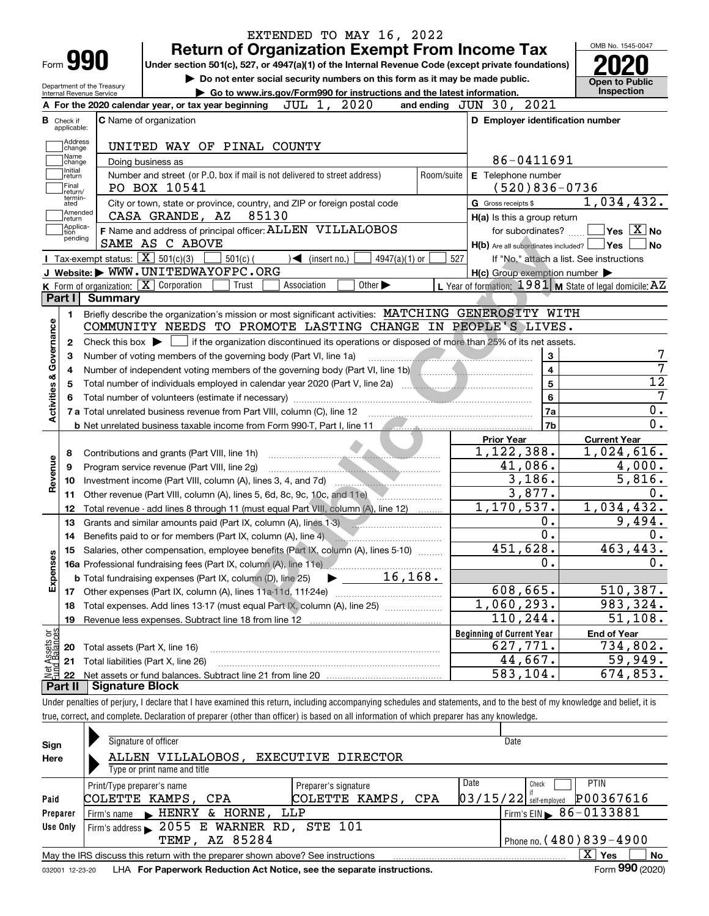EXTENDED TO MAY 16, 2022

# Form 990 — Return of Organization Exempt From Income Tax

Under section 501(c), 527, or 4947(a)(1) of the Internal Revenue Code (except private foundations)

▶ Do not enter social security numbers on this form as it may be made public.

▶ Go to www.irs.gov/Form990 for instructions and the latest information.

OMB No. 1545-0047 — **2020** — Open to Public Inspection

Department of the Treasury, Internal Revenue Service

**A** For the 2020 calendar year, or tax year beginning JUL 1, 2020 and ending JUN 30, 2021

**B** Check if applicable: Address change, Name change, Initial return, Final return/terminated, Amended return, Application pending

**C** Name of organization: UNITED WAY OF PINAL COUNTY

Doing business as

Number and street (or P.O. box if mail is not delivered to street address): PO BOX 10541 — Room/suite

City or town, state or province, country, and ZIP or foreign postal code: CASA GRANDE, AZ 85130

**D** Employer identification number: 86-0411691

**E** Telephone number: (520)836-0736

**G** Gross receipts $ 1,034,432.

**F** Name and address of principal officer: ALLEN VILLALOBOS, SAME AS C ABOVE

**H(a)** Is this a group return for subordinates? ☐ Yes ☒ No

**H(b)** Are all subordinates included? ☐ Yes ☐ No — If "No," attach a list. See instructions

**H(c)** Group exemption number ▶

**I** Tax-exempt status: ☒ 501(c)(3) ☐ 501(c) ( ) ◀ (insert no.) ☐ 4947(a)(1) or ☐ 527

**J** Website: ▶ WWW.UNITEDWAYOFPC.ORG

**K** Form of organization: ☒ Corporation ☐ Trust ☐ Association ☐ Other ▶

**L** Year of formation: 1981 **M** State of legal domicile: AZ

## Part I Summary

**Activities & Governance**

1. Briefly describe the organization's mission or most significant activities: MATCHING GENEROSITY WITH COMMUNITY NEEDS TO PROMOTE LASTING CHANGE IN PEOPLE'S LIVES.
2. Check this box ▶ ☐ if the organization discontinued its operations or disposed of more than 25% of its net assets.

| Line | Description | | Value |
|---|---|---|---|
| 3 | Number of voting members of the governing body (Part VI, line 1a) | 3 | 7 |
| 4 | Number of independent voting members of the governing body (Part VI, line 1b) | 4 | 7 |
| 5 | Total number of individuals employed in calendar year 2020 (Part V, line 2a) | 5 | 12 |
| 6 | Total number of volunteers (estimate if necessary) | 6 | 7 |
| 7a | Total unrelated business revenue from Part VIII, column (C), line 12 | 7a | 0. |
| 7b | Net unrelated business taxable income from Form 990-T, Part I, line 11 | 7b | 0. |

| Line | Description | Prior Year | Current Year |
|---|---|---|---|
| **Revenue** | | | |
| 8 | Contributions and grants (Part VIII, line 1h) | 1,122,388. | 1,024,616. |
| 9 | Program service revenue (Part VIII, line 2g) | 41,086. | 4,000. |
| 10 | Investment income (Part VIII, column (A), lines 3, 4, and 7d) | 3,186. | 5,816. |
| 11 | Other revenue (Part VIII, column (A), lines 5, 6d, 8c, 9c, 10c, and 11e) | 3,877. | 0. |
| 12 | Total revenue - add lines 8 through 11 (must equal Part VIII, column (A), line 12) | 1,170,537. | 1,034,432. |
| **Expenses** | | | |
| 13 | Grants and similar amounts paid (Part IX, column (A), lines 1-3) | 0. | 9,494. |
| 14 | Benefits paid to or for members (Part IX, column (A), line 4) | 0. | 0. |
| 15 | Salaries, other compensation, employee benefits (Part IX, column (A), lines 5-10) | 451,628. | 463,443. |
| 16a | Professional fundraising fees (Part IX, column (A), line 11e) | 0. | 0. |
| b | Total fundraising expenses (Part IX, column (D), line 25) ▶ 16,168. | | |
| 17 | Other expenses (Part IX, column (A), lines 11a-11d, 11f-24e) | 608,665. | 510,387. |
| 18 | Total expenses. Add lines 13-17 (must equal Part IX, column (A), line 25) | 1,060,293. | 983,324. |
| 19 | Revenue less expenses. Subtract line 18 from line 12 | 110,244. | 51,108. |

| Line | Net Assets or Fund Balances | Beginning of Current Year | End of Year |
|---|---|---|---|
| 20 | Total assets (Part X, line 16) | 627,771. | 734,802. |
| 21 | Total liabilities (Part X, line 26) | 44,667. | 59,949. |
| 22 | Net assets or fund balances. Subtract line 21 from line 20 | 583,104. | 674,853. |

## Part II Signature Block

Under penalties of perjury, I declare that I have examined this return, including accompanying schedules and statements, and to the best of my knowledge and belief, it is true, correct, and complete. Declaration of preparer (other than officer) is based on all information of which preparer has any knowledge.

**Sign Here**

Signature of officer — Date

ALLEN VILLALOBOS, EXECUTIVE DIRECTOR

Type or print name and title

**Paid Preparer Use Only**

| Print/Type preparer's name | Preparer's signature | Date | Check if self-employed | PTIN |
|---|---|---|---|---|
| COLETTE KAMPS, CPA | COLETTE KAMPS, CPA | 03/15/22 | ☐ | P00367616 |

Firm's name ▶ HENRY & HORNE, LLP — Firm's EIN ▶ 86-0133881

Firm's address ▶ 2055 E WARNER RD, STE 101, TEMP, AZ 85284 — Phone no. (480)839-4900

May the IRS discuss this return with the preparer shown above? See instructions ☒ Yes ☐ No

032001 12-23-20 LHA For Paperwork Reduction Act Notice, see the separate instructions. Form **990** (2020)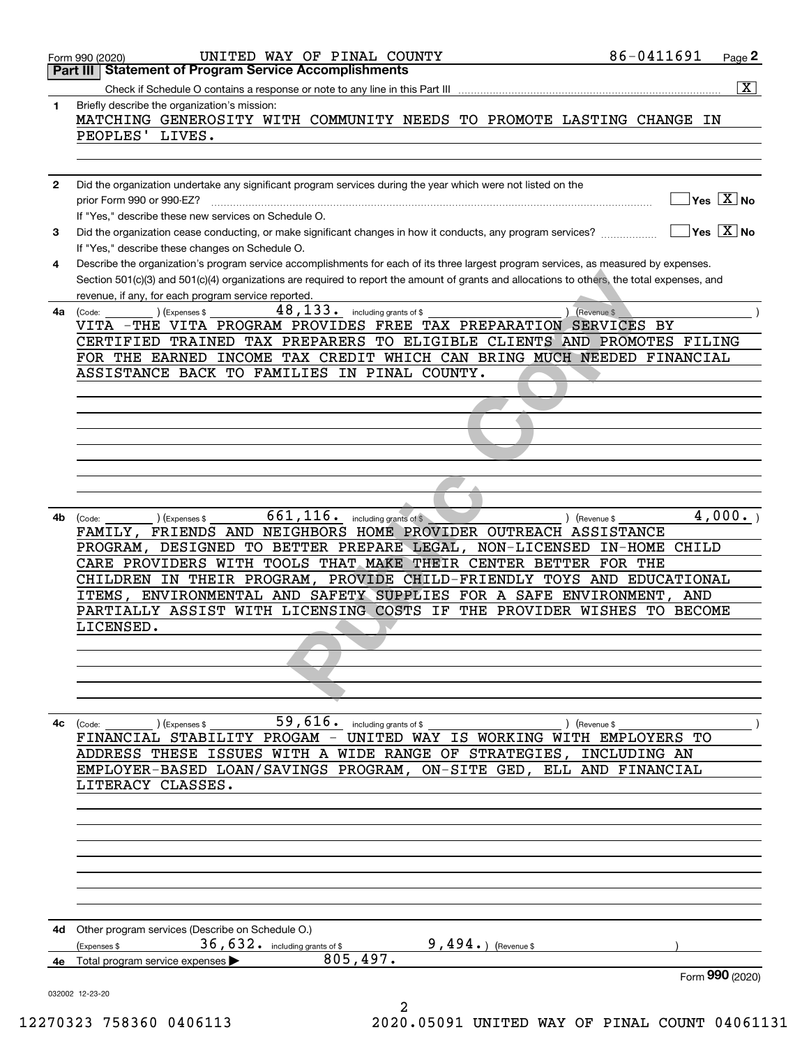Form 990 (2020) UNITED WAY OF PINAL COUNTY 86-0411691

## Part III Statement of Program Service Accomplishments

Check if Schedule O contains a response or note to any line in this Part III [X]

**1** Briefly describe the organization's mission:

MATCHING GENEROSITY WITH COMMUNITY NEEDS TO PROMOTE LASTING CHANGE IN PEOPLES' LIVES.

**2** Did the organization undertake any significant program services during the year which were not listed on the prior Form 990 or 990-EZ? Yes [ ] No [X]

If "Yes," describe these new services on Schedule O.

**3** Did the organization cease conducting, or make significant changes in how it conducts, any program services? Yes [ ] No [X]

If "Yes," describe these changes on Schedule O.

**4** Describe the organization's program service accomplishments for each of its three largest program services, as measured by expenses. Section 501(c)(3) and 501(c)(4) organizations are required to report the amount of grants and allocations to others, the total expenses, and revenue, if any, for each program service reported.

**4a** (Code: ) (Expenses $ 48,133. including grants of $ ) (Revenue $ )

VITA -THE VITA PROGRAM PROVIDES FREE TAX PREPARATION SERVICES BY CERTIFIED TRAINED TAX PREPARERS TO ELIGIBLE CLIENTS AND PROMOTES FILING FOR THE EARNED INCOME TAX CREDIT WHICH CAN BRING MUCH NEEDED FINANCIAL ASSISTANCE BACK TO FAMILIES IN PINAL COUNTY.

**4b** (Code: ) (Expenses $ 661,116. including grants of $ ) (Revenue $ 4,000. )

FAMILY, FRIENDS AND NEIGHBORS HOME PROVIDER OUTREACH ASSISTANCE PROGRAM, DESIGNED TO BETTER PREPARE LEGAL, NON-LICENSED IN-HOME CHILD CARE PROVIDERS WITH TOOLS THAT MAKE THEIR CENTER BETTER FOR THE CHILDREN IN THEIR PROGRAM, PROVIDE CHILD-FRIENDLY TOYS AND EDUCATIONAL ITEMS, ENVIRONMENTAL AND SAFETY SUPPLIES FOR A SAFE ENVIRONMENT, AND PARTIALLY ASSIST WITH LICENSING COSTS IF THE PROVIDER WISHES TO BECOME LICENSED.

**4c** (Code: ) (Expenses $ 59,616. including grants of $ ) (Revenue $ )

FINANCIAL STABILITY PROGAM - UNITED WAY IS WORKING WITH EMPLOYERS TO ADDRESS THESE ISSUES WITH A WIDE RANGE OF STRATEGIES, INCLUDING AN EMPLOYER-BASED LOAN/SAVINGS PROGRAM, ON-SITE GED, ELL AND FINANCIAL LITERACY CLASSES.

**4d** Other program services (Describe on Schedule O.)

(Expenses $ 36,632. including grants of $ 9,494.) (Revenue $ )

**4e** Total program service expenses ▶ 805,497.

Form **990** (2020)

032002 12-23-20

12270323 758360 0406113 2020.05091 UNITED WAY OF PINAL COUNT 04061131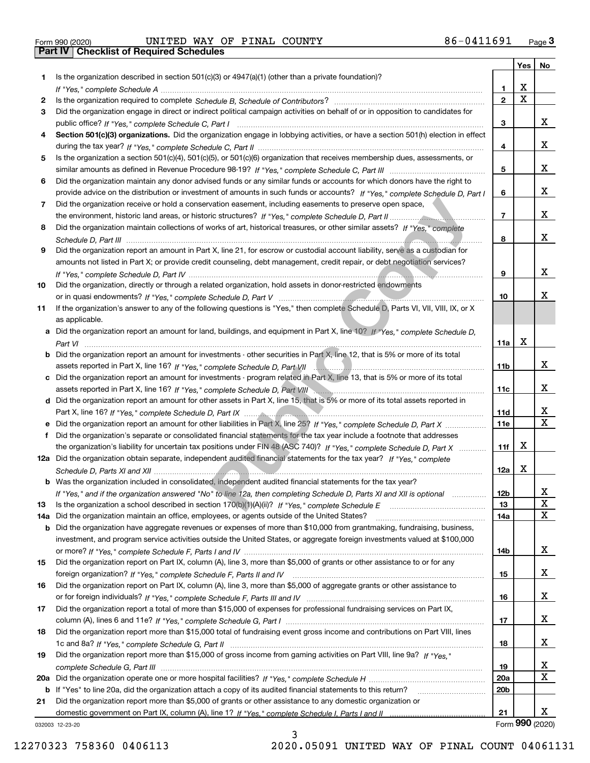Form 990 (2020) UNITED WAY OF PINAL COUNTY 86-0411691

## Part IV | Checklist of Required Schedules

| | | | Yes | No |
|---|---|---|---|---|
| 1 | Is the organization described in section 501(c)(3) or 4947(a)(1) (other than a private foundation)? *If "Yes," complete Schedule A* | 1 | X | |
| 2 | Is the organization required to complete *Schedule B, Schedule of Contributors*? | 2 | X | |
| 3 | Did the organization engage in direct or indirect political campaign activities on behalf of or in opposition to candidates for public office? *If "Yes," complete Schedule C, Part I* | 3 | | X |
| 4 | **Section 501(c)(3) organizations.** Did the organization engage in lobbying activities, or have a section 501(h) election in effect during the tax year? *If "Yes," complete Schedule C, Part II* | 4 | | X |
| 5 | Is the organization a section 501(c)(4), 501(c)(5), or 501(c)(6) organization that receives membership dues, assessments, or similar amounts as defined in Revenue Procedure 98-19? *If "Yes," complete Schedule C, Part III* | 5 | | X |
| 6 | Did the organization maintain any donor advised funds or any similar funds or accounts for which donors have the right to provide advice on the distribution or investment of amounts in such funds or accounts? *If "Yes," complete Schedule D, Part I* | 6 | | X |
| 7 | Did the organization receive or hold a conservation easement, including easements to preserve open space, the environment, historic land areas, or historic structures? *If "Yes," complete Schedule D, Part II* | 7 | | X |
| 8 | Did the organization maintain collections of works of art, historical treasures, or other similar assets? *If "Yes," complete Schedule D, Part III* | 8 | | X |
| 9 | Did the organization report an amount in Part X, line 21, for escrow or custodial account liability, serve as a custodian for amounts not listed in Part X; or provide credit counseling, debt management, credit repair, or debt negotiation services? *If "Yes," complete Schedule D, Part IV* | 9 | | X |
| 10 | Did the organization, directly or through a related organization, hold assets in donor-restricted endowments or in quasi endowments? *If "Yes," complete Schedule D, Part V* | 10 | | X |
| 11 | If the organization's answer to any of the following questions is "Yes," then complete Schedule D, Parts VI, VII, VIII, IX, or X as applicable. | | | |
| a | Did the organization report an amount for land, buildings, and equipment in Part X, line 10? *If "Yes," complete Schedule D, Part VI* | 11a | X | |
| b | Did the organization report an amount for investments - other securities in Part X, line 12, that is 5% or more of its total assets reported in Part X, line 16? *If "Yes," complete Schedule D, Part VII* | 11b | | X |
| c | Did the organization report an amount for investments - program related in Part X, line 13, that is 5% or more of its total assets reported in Part X, line 16? *If "Yes," complete Schedule D, Part VIII* | 11c | | X |
| d | Did the organization report an amount for other assets in Part X, line 15, that is 5% or more of its total assets reported in Part X, line 16? *If "Yes," complete Schedule D, Part IX* | 11d | | X |
| e | Did the organization report an amount for other liabilities in Part X, line 25? *If "Yes," complete Schedule D, Part X* | 11e | | X |
| f | Did the organization's separate or consolidated financial statements for the tax year include a footnote that addresses the organization's liability for uncertain tax positions under FIN 48 (ASC 740)? *If "Yes," complete Schedule D, Part X* | 11f | X | |
| 12a | Did the organization obtain separate, independent audited financial statements for the tax year? *If "Yes," complete Schedule D, Parts XI and XII* | 12a | X | |
| b | Was the organization included in consolidated, independent audited financial statements for the tax year? *If "Yes," and if the organization answered "No" to line 12a, then completing Schedule D, Parts XI and XII is optional* | 12b | | X |
| 13 | Is the organization a school described in section 170(b)(1)(A)(ii)? *If "Yes," complete Schedule E* | 13 | | X |
| 14a | Did the organization maintain an office, employees, or agents outside of the United States? | 14a | | X |
| b | Did the organization have aggregate revenues or expenses of more than $10,000 from grantmaking, fundraising, business, investment, and program service activities outside the United States, or aggregate foreign investments valued at $100,000 or more? *If "Yes," complete Schedule F, Parts I and IV* | 14b | | X |
| 15 | Did the organization report on Part IX, column (A), line 3, more than $5,000 of grants or other assistance to or for any foreign organization? *If "Yes," complete Schedule F, Parts II and IV* | 15 | | X |
| 16 | Did the organization report on Part IX, column (A), line 3, more than $5,000 of aggregate grants or other assistance to or for foreign individuals? *If "Yes," complete Schedule F, Parts III and IV* | 16 | | X |
| 17 | Did the organization report a total of more than $15,000 of expenses for professional fundraising services on Part IX, column (A), lines 6 and 11e? *If "Yes," complete Schedule G, Part I* | 17 | | X |
| 18 | Did the organization report more than $15,000 total of fundraising event gross income and contributions on Part VIII, lines 1c and 8a? *If "Yes," complete Schedule G, Part II* | 18 | | X |
| 19 | Did the organization report more than $15,000 of gross income from gaming activities on Part VIII, line 9a? *If "Yes," complete Schedule G, Part III* | 19 | | X |
| 20a | Did the organization operate one or more hospital facilities? *If "Yes," complete Schedule H* | 20a | | X |
| b | If "Yes" to line 20a, did the organization attach a copy of its audited financial statements to this return? | 20b | | |
| 21 | Did the organization report more than $5,000 of grants or other assistance to any domestic organization or domestic government on Part IX, column (A), line 1? *If "Yes," complete Schedule I, Parts I and II* | 21 | | X |

032003 12-23-20

Form **990** (2020)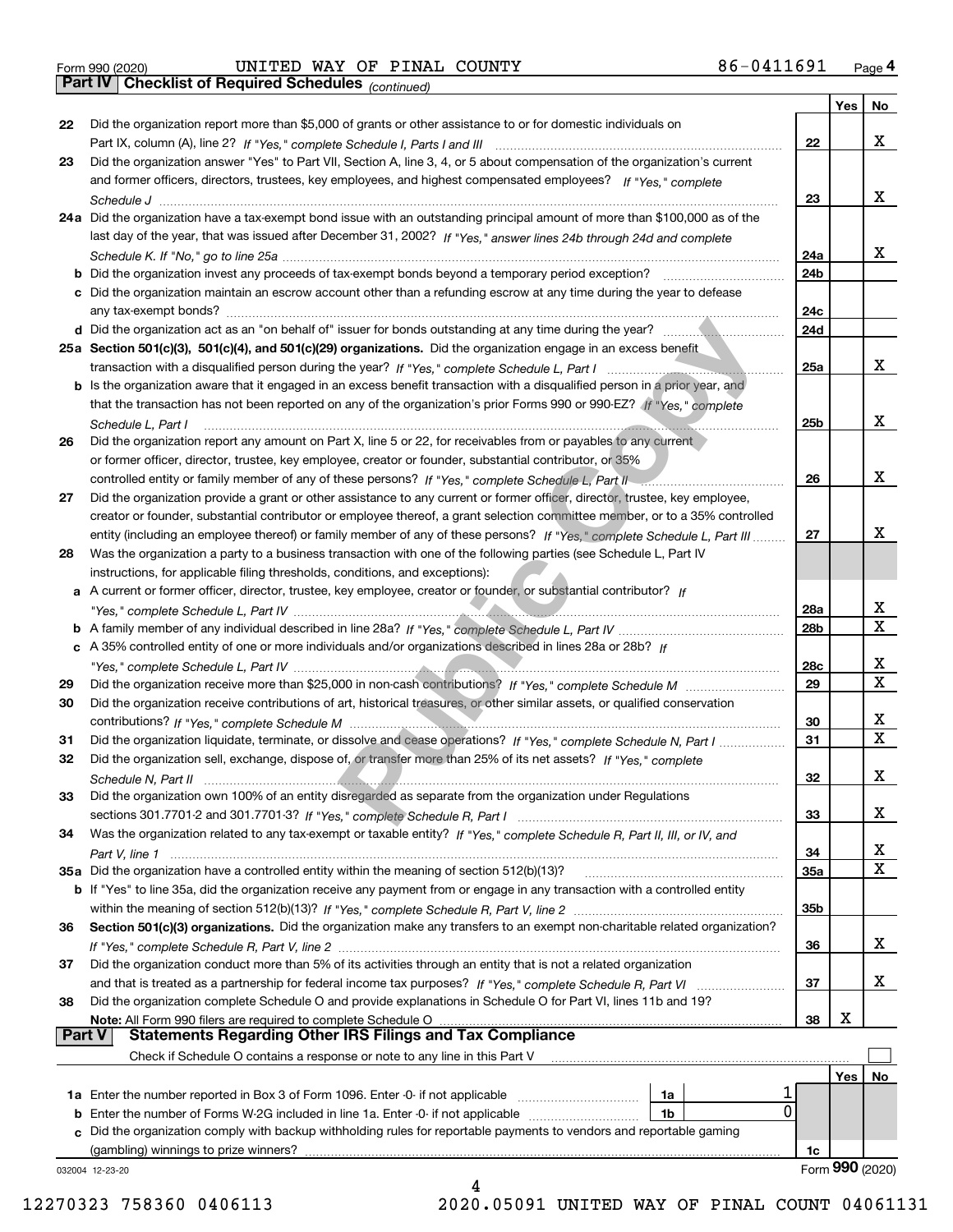Form 990 (2020) UNITED WAY OF PINAL COUNTY 86-0411691

## Part IV | Checklist of Required Schedules *(continued)*

| | | | Yes | No |
|---|---|---|---|---|
| 22 | Did the organization report more than $5,000 of grants or other assistance to or for domestic individuals on Part IX, column (A), line 2? *If "Yes," complete Schedule I, Parts I and III* | 22 | | X |
| 23 | Did the organization answer "Yes" to Part VII, Section A, line 3, 4, or 5 about compensation of the organization's current and former officers, directors, trustees, key employees, and highest compensated employees? *If "Yes," complete Schedule J* | 23 | | X |
| 24a | Did the organization have a tax-exempt bond issue with an outstanding principal amount of more than $100,000 as of the last day of the year, that was issued after December 31, 2002? *If "Yes," answer lines 24b through 24d and complete Schedule K. If "No," go to line 25a* | 24a | | X |
| b | Did the organization invest any proceeds of tax-exempt bonds beyond a temporary period exception? | 24b | | |
| c | Did the organization maintain an escrow account other than a refunding escrow at any time during the year to defease any tax-exempt bonds? | 24c | | |
| d | Did the organization act as an "on behalf of" issuer for bonds outstanding at any time during the year? | 24d | | |
| 25a | **Section 501(c)(3), 501(c)(4), and 501(c)(29) organizations.** Did the organization engage in an excess benefit transaction with a disqualified person during the year? *If "Yes," complete Schedule L, Part I* | 25a | | X |
| b | Is the organization aware that it engaged in an excess benefit transaction with a disqualified person in a prior year, and that the transaction has not been reported on any of the organization's prior Forms 990 or 990-EZ? *If "Yes," complete Schedule L, Part I* | 25b | | X |
| 26 | Did the organization report any amount on Part X, line 5 or 22, for receivables from or payables to any current or former officer, director, trustee, key employee, creator or founder, substantial contributor, or 35% controlled entity or family member of any of these persons? *If "Yes," complete Schedule L, Part II* | 26 | | X |
| 27 | Did the organization provide a grant or other assistance to any current or former officer, director, trustee, key employee, creator or founder, substantial contributor or employee thereof, a grant selection committee member, or to a 35% controlled entity (including an employee thereof) or family member of any of these persons? *If "Yes," complete Schedule L, Part III* | 27 | | X |
| 28 | Was the organization a party to a business transaction with one of the following parties (see Schedule L, Part IV instructions, for applicable filing thresholds, conditions, and exceptions): | | | |
| a | A current or former officer, director, trustee, key employee, creator or founder, or substantial contributor? *If "Yes," complete Schedule L, Part IV* | 28a | | X |
| b | A family member of any individual described in line 28a? *If "Yes," complete Schedule L, Part IV* | 28b | | X |
| c | A 35% controlled entity of one or more individuals and/or organizations described in lines 28a or 28b? *If "Yes," complete Schedule L, Part IV* | 28c | | X |
| 29 | Did the organization receive more than $25,000 in non-cash contributions? *If "Yes," complete Schedule M* | 29 | | X |
| 30 | Did the organization receive contributions of art, historical treasures, or other similar assets, or qualified conservation contributions? *If "Yes," complete Schedule M* | 30 | | X |
| 31 | Did the organization liquidate, terminate, or dissolve and cease operations? *If "Yes," complete Schedule N, Part I* | 31 | | X |
| 32 | Did the organization sell, exchange, dispose of, or transfer more than 25% of its net assets? *If "Yes," complete Schedule N, Part II* | 32 | | X |
| 33 | Did the organization own 100% of an entity disregarded as separate from the organization under Regulations sections 301.7701-2 and 301.7701-3? *If "Yes," complete Schedule R, Part I* | 33 | | X |
| 34 | Was the organization related to any tax-exempt or taxable entity? *If "Yes," complete Schedule R, Part II, III, or IV, and Part V, line 1* | 34 | | X |
| 35a | Did the organization have a controlled entity within the meaning of section 512(b)(13)? | 35a | | X |
| b | If "Yes" to line 35a, did the organization receive any payment from or engage in any transaction with a controlled entity within the meaning of section 512(b)(13)? *If "Yes," complete Schedule R, Part V, line 2* | 35b | | |
| 36 | **Section 501(c)(3) organizations.** Did the organization make any transfers to an exempt non-charitable related organization? *If "Yes," complete Schedule R, Part V, line 2* | 36 | | X |
| 37 | Did the organization conduct more than 5% of its activities through an entity that is not a related organization and that is treated as a partnership for federal income tax purposes? *If "Yes," complete Schedule R, Part VI* | 37 | | X |
| 38 | Did the organization complete Schedule O and provide explanations in Schedule O for Part VI, lines 11b and 19? **Note:** All Form 990 filers are required to complete Schedule O | 38 | X | |

## Part V | Statements Regarding Other IRS Filings and Tax Compliance

Check if Schedule O contains a response or note to any line in this Part V ☐

| | | | | | Yes | No |
|---|---|---|---|---|---|---|
| 1a | Enter the number reported in Box 3 of Form 1096. Enter -0- if not applicable | 1a | 1 | | | |
| b | Enter the number of Forms W-2G included in line 1a. Enter -0- if not applicable | 1b | 0 | | | |
| c | Did the organization comply with backup withholding rules for reportable payments to vendors and reportable gaming (gambling) winnings to prize winners? | | | 1c | | |

032004 12-23-20

Form **990** (2020)

12270323 758360 0406113 2020.05091 UNITED WAY OF PINAL COUNT 04061131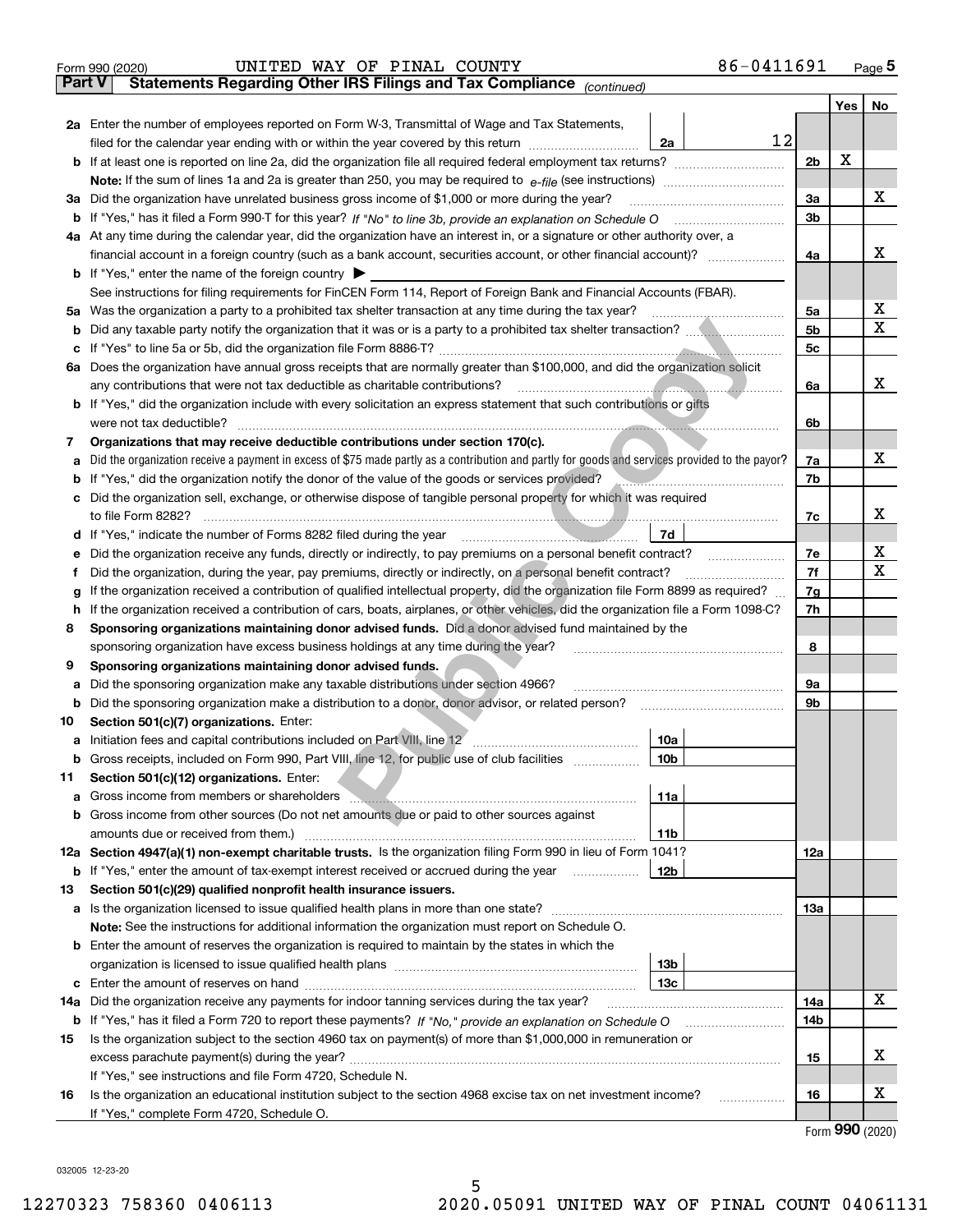Form 990 (2020) UNITED WAY OF PINAL COUNTY 86-0411691 Page 5

**Part V Statements Regarding Other IRS Filings and Tax Compliance** *(continued)*

| | | | | | Yes | No |
|---|---|---|---|---|---|---|
| **2a** | Enter the number of employees reported on Form W-3, Transmittal of Wage and Tax Statements, filed for the calendar year ending with or within the year covered by this return | 2a | 12 | | | |
| **b** | If at least one is reported on line 2a, did the organization file all required federal employment tax returns? | | | 2b | X | |
| | **Note:** If the sum of lines 1a and 2a is greater than 250, you may be required to *e-file* (see instructions) | | | | | |
| **3a** | Did the organization have unrelated business gross income of $1,000 or more during the year? | | | 3a | | X |
| **b** | If "Yes," has it filed a Form 990-T for this year? *If "No" to line 3b, provide an explanation on Schedule O* | | | 3b | | |
| **4a** | At any time during the calendar year, did the organization have an interest in, or a signature or other authority over, a financial account in a foreign country (such as a bank account, securities account, or other financial account)? | | | 4a | | X |
| **b** | If "Yes," enter the name of the foreign country ▶ | | | | | |
| | See instructions for filing requirements for FinCEN Form 114, Report of Foreign Bank and Financial Accounts (FBAR). | | | | | |
| **5a** | Was the organization a party to a prohibited tax shelter transaction at any time during the tax year? | | | 5a | | X |
| **b** | Did any taxable party notify the organization that it was or is a party to a prohibited tax shelter transaction? | | | 5b | | X |
| **c** | If "Yes" to line 5a or 5b, did the organization file Form 8886-T? | | | 5c | | |
| **6a** | Does the organization have annual gross receipts that are normally greater than $100,000, and did the organization solicit any contributions that were not tax deductible as charitable contributions? | | | 6a | | X |
| **b** | If "Yes," did the organization include with every solicitation an express statement that such contributions or gifts were not tax deductible? | | | 6b | | |
| **7** | **Organizations that may receive deductible contributions under section 170(c).** | | | | | |
| **a** | Did the organization receive a payment in excess of $75 made partly as a contribution and partly for goods and services provided to the payor? | | | 7a | | X |
| **b** | If "Yes," did the organization notify the donor of the value of the goods or services provided? | | | 7b | | |
| **c** | Did the organization sell, exchange, or otherwise dispose of tangible personal property for which it was required to file Form 8282? | | | 7c | | X |
| **d** | If "Yes," indicate the number of Forms 8282 filed during the year | 7d | | | | |
| **e** | Did the organization receive any funds, directly or indirectly, to pay premiums on a personal benefit contract? | | | 7e | | X |
| **f** | Did the organization, during the year, pay premiums, directly or indirectly, on a personal benefit contract? | | | 7f | | X |
| **g** | If the organization received a contribution of qualified intellectual property, did the organization file Form 8899 as required? | | | 7g | | |
| **h** | If the organization received a contribution of cars, boats, airplanes, or other vehicles, did the organization file a Form 1098-C? | | | 7h | | |
| **8** | **Sponsoring organizations maintaining donor advised funds.** Did a donor advised fund maintained by the sponsoring organization have excess business holdings at any time during the year? | | | 8 | | |
| **9** | **Sponsoring organizations maintaining donor advised funds.** | | | | | |
| **a** | Did the sponsoring organization make any taxable distributions under section 4966? | | | 9a | | |
| **b** | Did the sponsoring organization make a distribution to a donor, donor advisor, or related person? | | | 9b | | |
| **10** | **Section 501(c)(7) organizations.** Enter: | | | | | |
| **a** | Initiation fees and capital contributions included on Part VIII, line 12 | 10a | | | | |
| **b** | Gross receipts, included on Form 990, Part VIII, line 12, for public use of club facilities | 10b | | | | |
| **11** | **Section 501(c)(12) organizations.** Enter: | | | | | |
| **a** | Gross income from members or shareholders | 11a | | | | |
| **b** | Gross income from other sources (Do not net amounts due or paid to other sources against amounts due or received from them.) | 11b | | | | |
| **12a** | **Section 4947(a)(1) non-exempt charitable trusts.** Is the organization filing Form 990 in lieu of Form 1041? | | | 12a | | |
| **b** | If "Yes," enter the amount of tax-exempt interest received or accrued during the year | 12b | | | | |
| **13** | **Section 501(c)(29) qualified nonprofit health insurance issuers.** | | | | | |
| **a** | Is the organization licensed to issue qualified health plans in more than one state? | | | 13a | | |
| | **Note:** See the instructions for additional information the organization must report on Schedule O. | | | | | |
| **b** | Enter the amount of reserves the organization is required to maintain by the states in which the organization is licensed to issue qualified health plans | 13b | | | | |
| **c** | Enter the amount of reserves on hand | 13c | | | | |
| **14a** | Did the organization receive any payments for indoor tanning services during the tax year? | | | 14a | | X |
| **b** | If "Yes," has it filed a Form 720 to report these payments? *If "No," provide an explanation on Schedule O* | | | 14b | | |
| **15** | Is the organization subject to the section 4960 tax on payment(s) of more than $1,000,000 in remuneration or excess parachute payment(s) during the year? | | | 15 | | X |
| | If "Yes," see instructions and file Form 4720, Schedule N. | | | | | |
| **16** | Is the organization an educational institution subject to the section 4968 excise tax on net investment income? | | | 16 | | X |
| | If "Yes," complete Form 4720, Schedule O. | | | | | |

Form **990** (2020)

032005 12-23-20

12270323 758360 0406113 2020.05091 UNITED WAY OF PINAL COUNT 04061131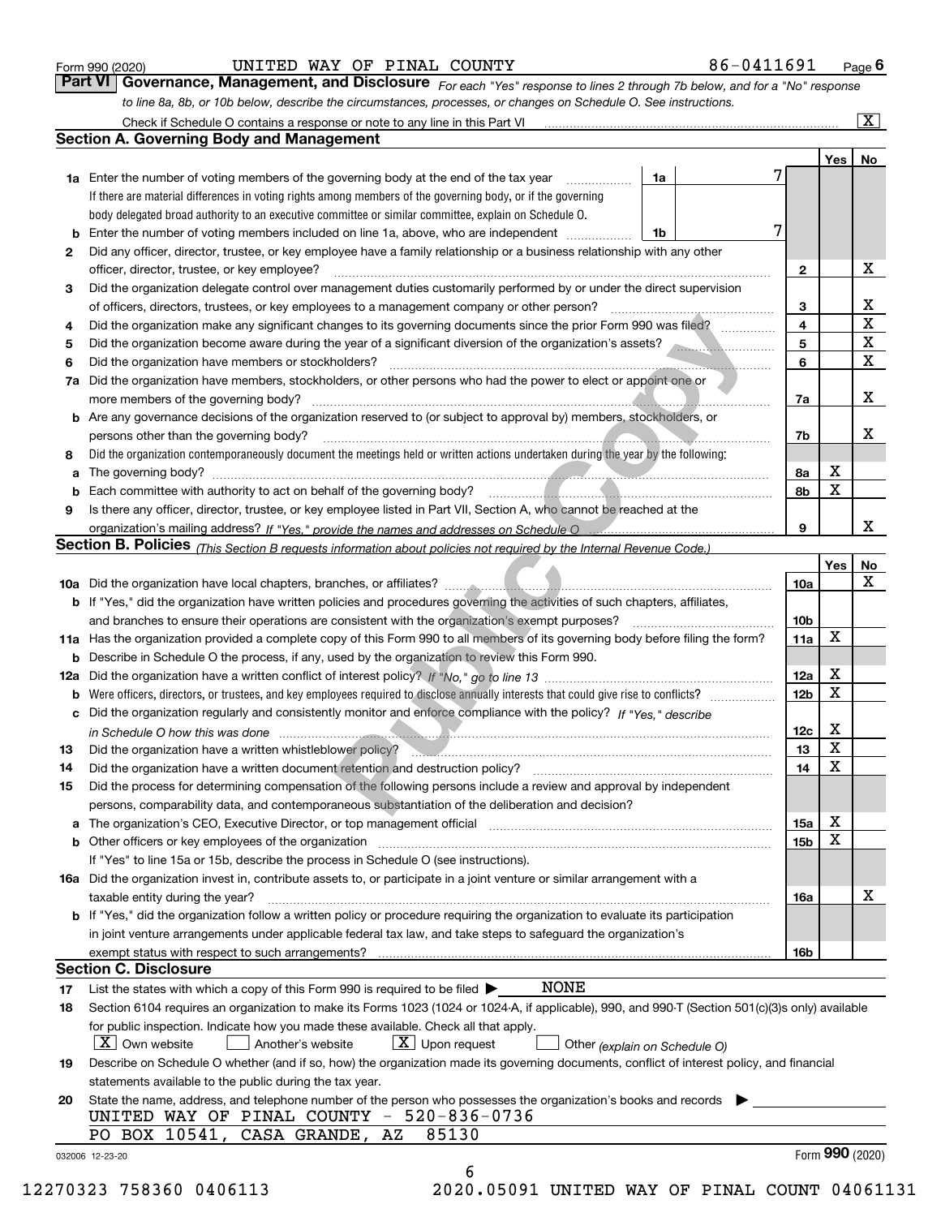Form 990 (2020) UNITED WAY OF PINAL COUNTY 86-0411691 Page 6

## Part VI Governance, Management, and Disclosure

*For each "Yes" response to lines 2 through 7b below, and for a "No" response to line 8a, 8b, or 10b below, describe the circumstances, processes, or changes on Schedule O. See instructions.*

Check if Schedule O contains a response or note to any line in this Part VI [X]

### Section A. Governing Body and Management

| | | | | Yes | No |
|---|---|---|---|---|---|
| 1a | Enter the number of voting members of the governing body at the end of the tax year (1a) | 7 | | | |
| | If there are material differences in voting rights among members of the governing body, or if the governing body delegated broad authority to an executive committee or similar committee, explain on Schedule O. | | | | |
| b | Enter the number of voting members included on line 1a, above, who are independent (1b) | 7 | | | |
| 2 | Did any officer, director, trustee, or key employee have a family relationship or a business relationship with any other officer, director, trustee, or key employee? | | 2 | | X |
| 3 | Did the organization delegate control over management duties customarily performed by or under the direct supervision of officers, directors, trustees, or key employees to a management company or other person? | | 3 | | X |
| 4 | Did the organization make any significant changes to its governing documents since the prior Form 990 was filed? | | 4 | | X |
| 5 | Did the organization become aware during the year of a significant diversion of the organization's assets? | | 5 | | X |
| 6 | Did the organization have members or stockholders? | | 6 | | X |
| 7a | Did the organization have members, stockholders, or other persons who had the power to elect or appoint one or more members of the governing body? | | 7a | | X |
| b | Are any governance decisions of the organization reserved to (or subject to approval by) members, stockholders, or persons other than the governing body? | | 7b | | X |
| 8 | Did the organization contemporaneously document the meetings held or written actions undertaken during the year by the following: | | | | |
| a | The governing body? | | 8a | X | |
| b | Each committee with authority to act on behalf of the governing body? | | 8b | X | |
| 9 | Is there any officer, director, trustee, or key employee listed in Part VII, Section A, who cannot be reached at the organization's mailing address? *If "Yes," provide the names and addresses on Schedule O* | | 9 | | X |

### Section B. Policies *(This Section B requests information about policies not required by the Internal Revenue Code.)*

| | | | Yes | No |
|---|---|---|---|---|
| 10a | Did the organization have local chapters, branches, or affiliates? | 10a | | X |
| b | If "Yes," did the organization have written policies and procedures governing the activities of such chapters, affiliates, and branches to ensure their operations are consistent with the organization's exempt purposes? | 10b | | |
| 11a | Has the organization provided a complete copy of this Form 990 to all members of its governing body before filing the form? | 11a | X | |
| b | Describe in Schedule O the process, if any, used by the organization to review this Form 990. | | | |
| 12a | Did the organization have a written conflict of interest policy? *If "No," go to line 13* | 12a | X | |
| b | Were officers, directors, or trustees, and key employees required to disclose annually interests that could give rise to conflicts? | 12b | X | |
| c | Did the organization regularly and consistently monitor and enforce compliance with the policy? *If "Yes," describe in Schedule O how this was done* | 12c | X | |
| 13 | Did the organization have a written whistleblower policy? | 13 | X | |
| 14 | Did the organization have a written document retention and destruction policy? | 14 | X | |
| 15 | Did the process for determining compensation of the following persons include a review and approval by independent persons, comparability data, and contemporaneous substantiation of the deliberation and decision? | | | |
| a | The organization's CEO, Executive Director, or top management official | 15a | X | |
| b | Other officers or key employees of the organization | 15b | X | |
| | If "Yes" to line 15a or 15b, describe the process in Schedule O (see instructions). | | | |
| 16a | Did the organization invest in, contribute assets to, or participate in a joint venture or similar arrangement with a taxable entity during the year? | 16a | | X |
| b | If "Yes," did the organization follow a written policy or procedure requiring the organization to evaluate its participation in joint venture arrangements under applicable federal tax law, and take steps to safeguard the organization's exempt status with respect to such arrangements? | 16b | | |

### Section C. Disclosure

17 List the states with which a copy of this Form 990 is required to be filed ▶ NONE

18 Section 6104 requires an organization to make its Forms 1023 (1024 or 1024-A, if applicable), 990, and 990-T (Section 501(c)(3)s only) available for public inspection. Indicate how you made these available. Check all that apply.

[X] Own website [ ] Another's website [X] Upon request [ ] Other *(explain on Schedule O)*

19 Describe on Schedule O whether (and if so, how) the organization made its governing documents, conflict of interest policy, and financial statements available to the public during the tax year.

20 State the name, address, and telephone number of the person who possesses the organization's books and records ▶

UNITED WAY OF PINAL COUNTY - 520-836-0736
PO BOX 10541, CASA GRANDE, AZ 85130

032006 12-23-20 Form **990** (2020)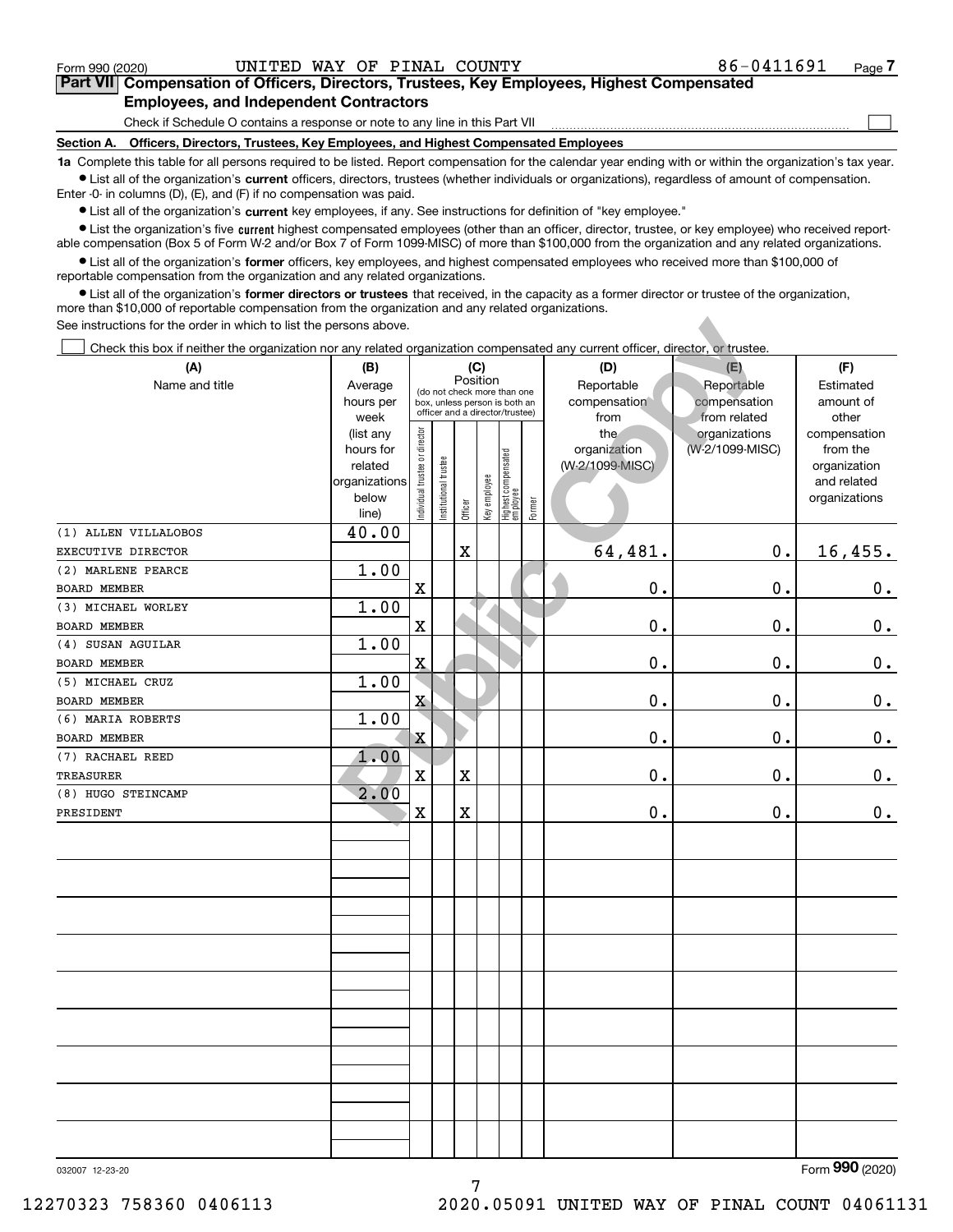Form 990 (2020) UNITED WAY OF PINAL COUNTY 86-0411691 Page 7

## Part VII Compensation of Officers, Directors, Trustees, Key Employees, Highest Compensated Employees, and Independent Contractors

Check if Schedule O contains a response or note to any line in this Part VII ☐

### Section A. Officers, Directors, Trustees, Key Employees, and Highest Compensated Employees

**1a** Complete this table for all persons required to be listed. Report compensation for the calendar year ending with or within the organization's tax year.

- List all of the organization's **current** officers, directors, trustees (whether individuals or organizations), regardless of amount of compensation. Enter -0- in columns (D), (E), and (F) if no compensation was paid.
- List all of the organization's **current** key employees, if any. See instructions for definition of "key employee."
- List the organization's five **current** highest compensated employees (other than an officer, director, trustee, or key employee) who received reportable compensation (Box 5 of Form W-2 and/or Box 7 of Form 1099-MISC) of more than $100,000 from the organization and any related organizations.
- List all of the organization's **former** officers, key employees, and highest compensated employees who received more than $100,000 of reportable compensation from the organization and any related organizations.
- List all of the organization's **former directors or trustees** that received, in the capacity as a former director or trustee of the organization, more than $10,000 of reportable compensation from the organization and any related organizations.

See instructions for the order in which to list the persons above.

☐ Check this box if neither the organization nor any related organization compensated any current officer, director, or trustee.

| (A) Name and title | (B) Average hours per week (list any hours for related organizations below line) | (C) Position: Individual trustee or director | Institutional trustee | Officer | Key employee | Highest compensated employee | Former | (D) Reportable compensation from the organization (W-2/1099-MISC) | (E) Reportable compensation from related organizations (W-2/1099-MISC) | (F) Estimated amount of other compensation from the organization and related organizations |
|---|---|---|---|---|---|---|---|---|---|---|
| (1) ALLEN VILLALOBOS<br>EXECUTIVE DIRECTOR | 40.00 | | | X | | | | 64,481. | 0. | 16,455. |
| (2) MARLENE PEARCE<br>BOARD MEMBER | 1.00 | X | | | | | | 0. | 0. | 0. |
| (3) MICHAEL WORLEY<br>BOARD MEMBER | 1.00 | X | | | | | | 0. | 0. | 0. |
| (4) SUSAN AGUILAR<br>BOARD MEMBER | 1.00 | X | | | | | | 0. | 0. | 0. |
| (5) MICHAEL CRUZ<br>BOARD MEMBER | 1.00 | X | | | | | | 0. | 0. | 0. |
| (6) MARIA ROBERTS<br>BOARD MEMBER | 1.00 | X | | | | | | 0. | 0. | 0. |
| (7) RACHAEL REED<br>TREASURER | 1.00 | X | | X | | | | 0. | 0. | 0. |
| (8) HUGO STEINCAMP<br>PRESIDENT | 2.00 | X | | X | | | | 0. | 0. | 0. |

032007 12-23-20

Form 990 (2020)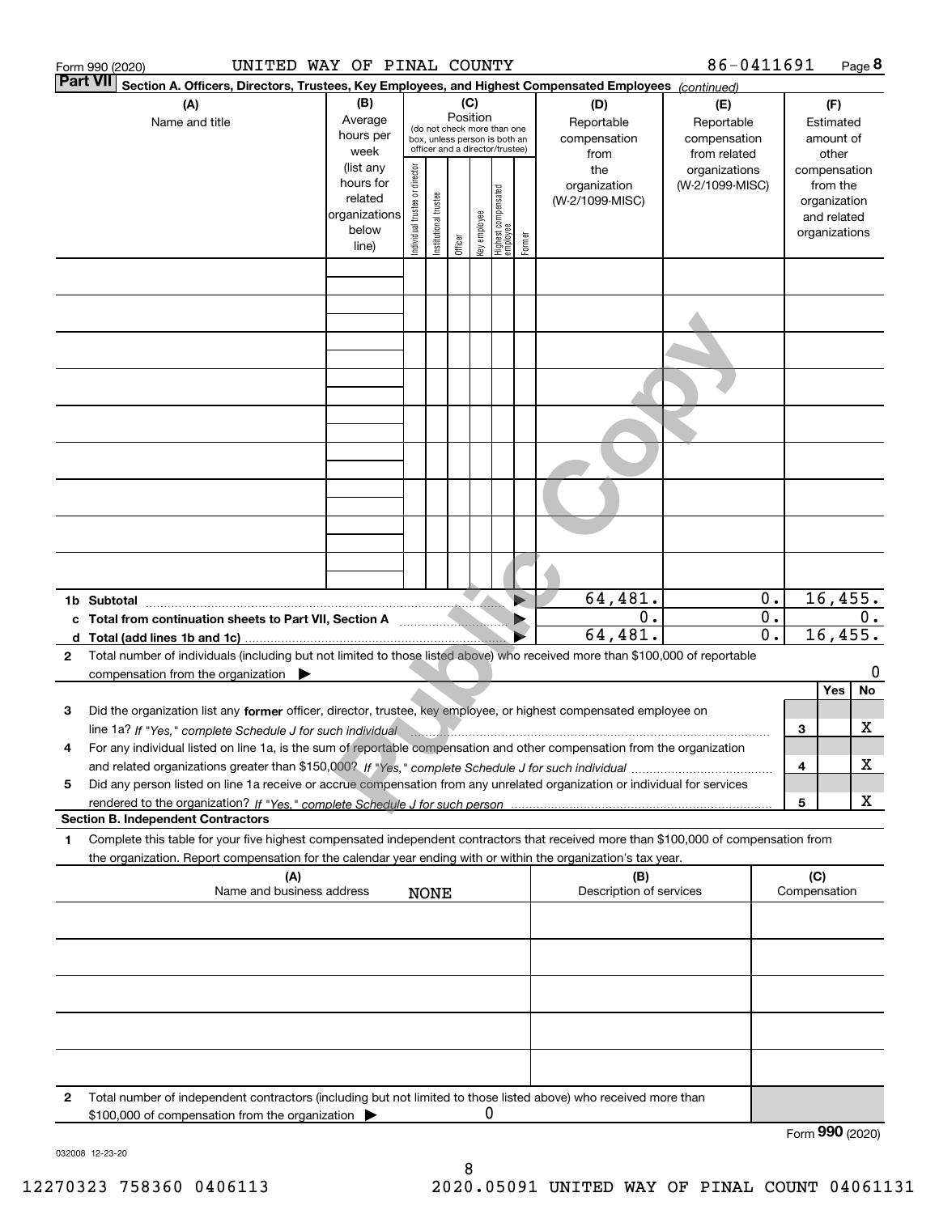Form 990 (2020) UNITED WAY OF PINAL COUNTY 86-0411691 Page 8

**Part VII** Section A. Officers, Directors, Trustees, Key Employees, and Highest Compensated Employees *(continued)*

| (A) Name and title | (B) Average hours per week (list any hours for related organizations below line) | (C) Position (do not check more than one box, unless person is both an officer and a director/trustee) Individual trustee or director | Institutional trustee | Officer | Key employee | Highest compensated employee | Former | (D) Reportable compensation from the organization (W-2/1099-MISC) | (E) Reportable compensation from related organizations (W-2/1099-MISC) | (F) Estimated amount of other compensation from the organization and related organizations |
|---|---|---|---|---|---|---|---|---|---|---|
| | | | | | | | | | | |
| | | | | | | | | | | |
| | | | | | | | | | | |
| | | | | | | | | | | |
| | | | | | | | | | | |
| | | | | | | | | | | |
| | | | | | | | | | | |
| | | | | | | | | | | |
| | | | | | | | | | | |
| **1b Subtotal** | | | | | | | | 64,481. | 0. | 16,455. |
| **c Total from continuation sheets to Part VII, Section A** | | | | | | | | 0. | 0. | 0. |
| **d Total (add lines 1b and 1c)** | | | | | | | | 64,481. | 0. | 16,455. |

**2** Total number of individuals (including but not limited to those listed above) who received more than $100,000 of reportable compensation from the organization ▶ 0

| | | | Yes | No |
|---|---|---|---|---|
| **3** | Did the organization list any **former** officer, director, trustee, key employee, or highest compensated employee on line 1a? *If "Yes," complete Schedule J for such individual* | 3 | | X |
| **4** | For any individual listed on line 1a, is the sum of reportable compensation and other compensation from the organization and related organizations greater than $150,000? *If "Yes," complete Schedule J for such individual* | 4 | | X |
| **5** | Did any person listed on line 1a receive or accrue compensation from any unrelated organization or individual for services rendered to the organization? *If "Yes," complete Schedule J for such person* | 5 | | X |

**Section B. Independent Contractors**

**1** Complete this table for your five highest compensated independent contractors that received more than $100,000 of compensation from the organization. Report compensation for the calendar year ending with or within the organization's tax year.

| (A) Name and business address | (B) Description of services | (C) Compensation |
|---|---|---|
| NONE | | |
| | | |
| | | |
| | | |
| | | |

**2** Total number of independent contractors (including but not limited to those listed above) who received more than $100,000 of compensation from the organization ▶ 0

Form **990** (2020)

032008 12-23-20

12270323 758360 0406113 2020.05091 UNITED WAY OF PINAL COUNT 04061131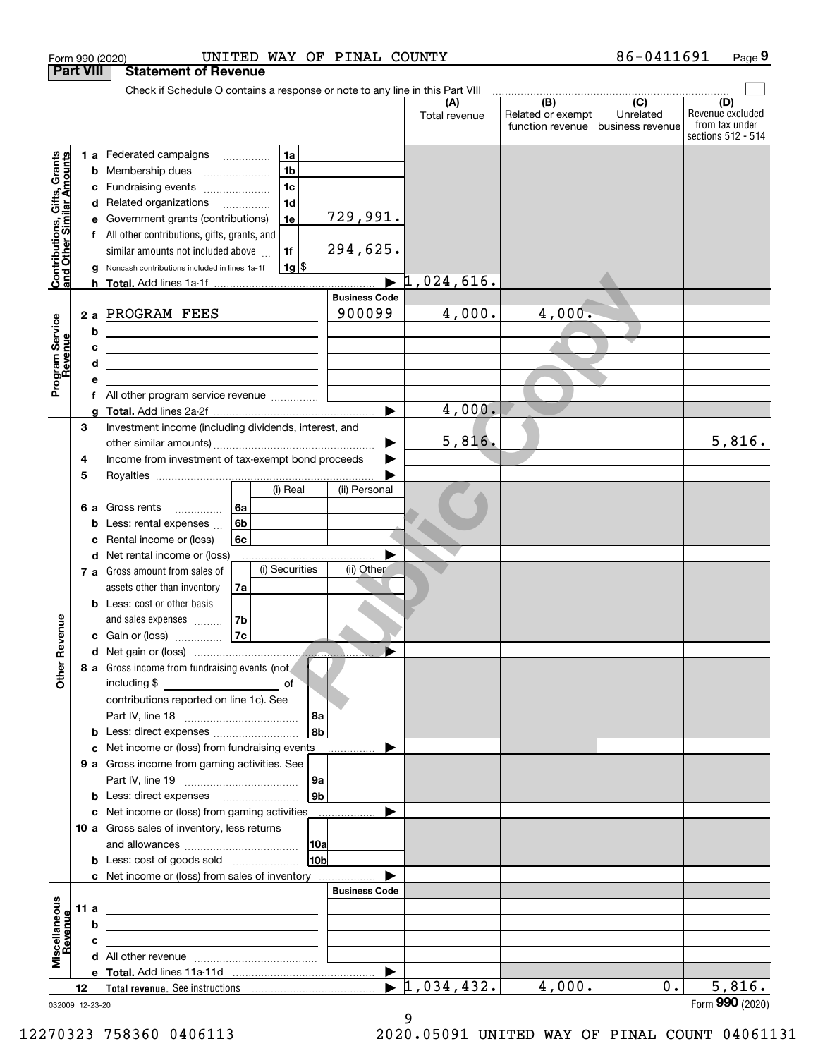Form 990 (2020) UNITED WAY OF PINAL COUNTY 86-0411691 Page 9

**Part VIII Statement of Revenue**

Check if Schedule O contains a response or note to any line in this Part VIII

| | | | (A) Total revenue | (B) Related or exempt function revenue | (C) Unrelated business revenue | (D) Revenue excluded from tax under sections 512 - 514 |
|---|---|---|---|---|---|---|
| **Contributions, Gifts, Grants and Other Similar Amounts** | 1a Federated campaigns | 1a | | | | |
| | b Membership dues | 1b | | | | |
| | c Fundraising events | 1c | | | | |
| | d Related organizations | 1d | | | | |
| | e Government grants (contributions) | 1e 729,991. | | | | |
| | f All other contributions, gifts, grants, and similar amounts not included above | 1f 294,625. | | | | |
| | g Noncash contributions included in lines 1a-1f | 1g $ | | | | |
| | h **Total.** Add lines 1a-1f | | 1,024,616. | | | |
| | | **Business Code** | | | | |
| **Program Service Revenue** | 2a PROGRAM FEES | 900099 | 4,000. | 4,000. | | |
| | b | | | | | |
| | c | | | | | |
| | d | | | | | |
| | e | | | | | |
| | f All other program service revenue | | | | | |
| | g **Total.** Add lines 2a-2f | | 4,000. | | | |
| **Other Revenue** | 3 Investment income (including dividends, interest, and other similar amounts) | | 5,816. | | | 5,816. |
| | 4 Income from investment of tax-exempt bond proceeds | | | | | |
| | 5 Royalties | | | | | |
| | | (i) Real / (ii) Personal | | | | |
| | 6a Gross rents | 6a | | | | |
| | b Less: rental expenses | 6b | | | | |
| | c Rental income or (loss) | 6c | | | | |
| | d Net rental income or (loss) | | | | | |
| | | (i) Securities / (ii) Other | | | | |
| | 7a Gross amount from sales of assets other than inventory | 7a | | | | |
| | b Less: cost or other basis and sales expenses | 7b | | | | |
| | c Gain or (loss) | 7c | | | | |
| | d Net gain or (loss) | | | | | |
| | 8a Gross income from fundraising events (not including $ of contributions reported on line 1c). See Part IV, line 18 | 8a | | | | |
| | b Less: direct expenses | 8b | | | | |
| | c Net income or (loss) from fundraising events | | | | | |
| | 9a Gross income from gaming activities. See Part IV, line 19 | 9a | | | | |
| | b Less: direct expenses | 9b | | | | |
| | c Net income or (loss) from gaming activities | | | | | |
| | 10a Gross sales of inventory, less returns and allowances | 10a | | | | |
| | b Less: cost of goods sold | 10b | | | | |
| | c Net income or (loss) from sales of inventory | | | | | |
| | | **Business Code** | | | | |
| **Miscellaneous Revenue** | 11a | | | | | |
| | b | | | | | |
| | c | | | | | |
| | d All other revenue | | | | | |
| | e **Total.** Add lines 11a-11d | | | | | |
| | 12 **Total revenue.** See instructions | | 1,034,432. | 4,000. | 0. | 5,816. |

032009 12-23-20 Form **990** (2020)

12270323 758360 0406113 2020.05091 UNITED WAY OF PINAL COUNT 04061131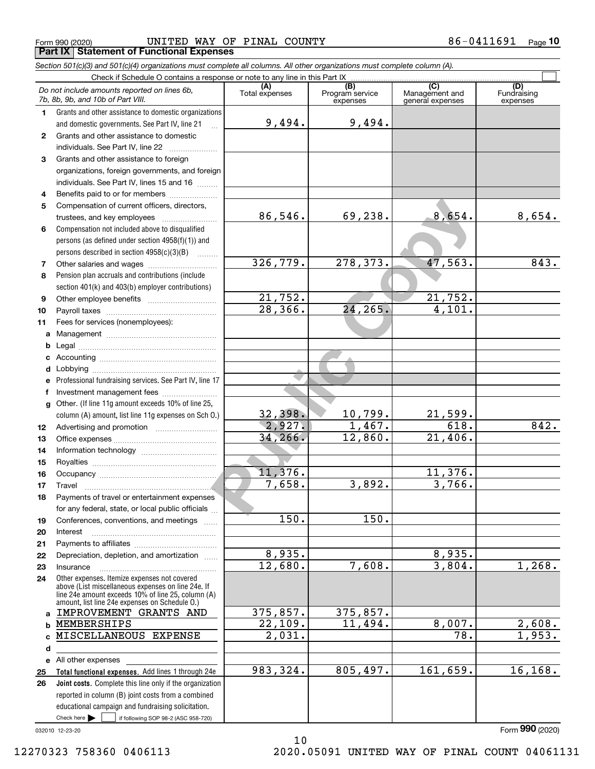Form 990 (2020) UNITED WAY OF PINAL COUNTY 86-0411691 Page 10

**Part IX Statement of Functional Expenses**

*Section 501(c)(3) and 501(c)(4) organizations must complete all columns. All other organizations must complete column (A).*

Check if Schedule O contains a response or note to any line in this Part IX ☐

| *Do not include amounts reported on lines 6b, 7b, 8b, 9b, and 10b of Part VIII.* | (A) Total expenses | (B) Program service expenses | (C) Management and general expenses | (D) Fundraising expenses |
|---|---|---|---|---|
| 1 Grants and other assistance to domestic organizations and domestic governments. See Part IV, line 21 | 9,494. | 9,494. | | |
| 2 Grants and other assistance to domestic individuals. See Part IV, line 22 | | | | |
| 3 Grants and other assistance to foreign organizations, foreign governments, and foreign individuals. See Part IV, lines 15 and 16 | | | | |
| 4 Benefits paid to or for members | | | | |
| 5 Compensation of current officers, directors, trustees, and key employees | 86,546. | 69,238. | 8,654. | 8,654. |
| 6 Compensation not included above to disqualified persons (as defined under section 4958(f)(1)) and persons described in section 4958(c)(3)(B) | | | | |
| 7 Other salaries and wages | 326,779. | 278,373. | 47,563. | 843. |
| 8 Pension plan accruals and contributions (include section 401(k) and 403(b) employer contributions) | | | | |
| 9 Other employee benefits | 21,752. | | 21,752. | |
| 10 Payroll taxes | 28,366. | 24,265. | 4,101. | |
| 11 Fees for services (nonemployees): | | | | |
| a Management | | | | |
| b Legal | | | | |
| c Accounting | | | | |
| d Lobbying | | | | |
| e Professional fundraising services. See Part IV, line 17 | | | | |
| f Investment management fees | | | | |
| g Other. (If line 11g amount exceeds 10% of line 25, column (A) amount, list line 11g expenses on Sch O.) | 32,398. | 10,799. | 21,599. | |
| 12 Advertising and promotion | 2,927. | 1,467. | 618. | 842. |
| 13 Office expenses | 34,266. | 12,860. | 21,406. | |
| 14 Information technology | | | | |
| 15 Royalties | | | | |
| 16 Occupancy | 11,376. | | 11,376. | |
| 17 Travel | 7,658. | 3,892. | 3,766. | |
| 18 Payments of travel or entertainment expenses for any federal, state, or local public officials | | | | |
| 19 Conferences, conventions, and meetings | 150. | 150. | | |
| 20 Interest | | | | |
| 21 Payments to affiliates | | | | |
| 22 Depreciation, depletion, and amortization | 8,935. | | 8,935. | |
| 23 Insurance | 12,680. | 7,608. | 3,804. | 1,268. |
| 24 Other expenses. Itemize expenses not covered above (List miscellaneous expenses on line 24e. If line 24e amount exceeds 10% of line 25, column (A) amount, list line 24e expenses on Schedule O.) | | | | |
| a IMPROVEMENT GRANTS AND | 375,857. | 375,857. | | |
| b MEMBERSHIPS | 22,109. | 11,494. | 8,007. | 2,608. |
| c MISCELLANEOUS EXPENSE | 2,031. | | 78. | 1,953. |
| d | | | | |
| e All other expenses | | | | |
| 25 **Total functional expenses.** Add lines 1 through 24e | 983,324. | 805,497. | 161,659. | 16,168. |
| 26 **Joint costs.** Complete this line only if the organization reported in column (B) joint costs from a combined educational campaign and fundraising solicitation. Check here ☐ if following SOP 98-2 (ASC 958-720) | | | | |

032010 12-23-20

Form **990** (2020)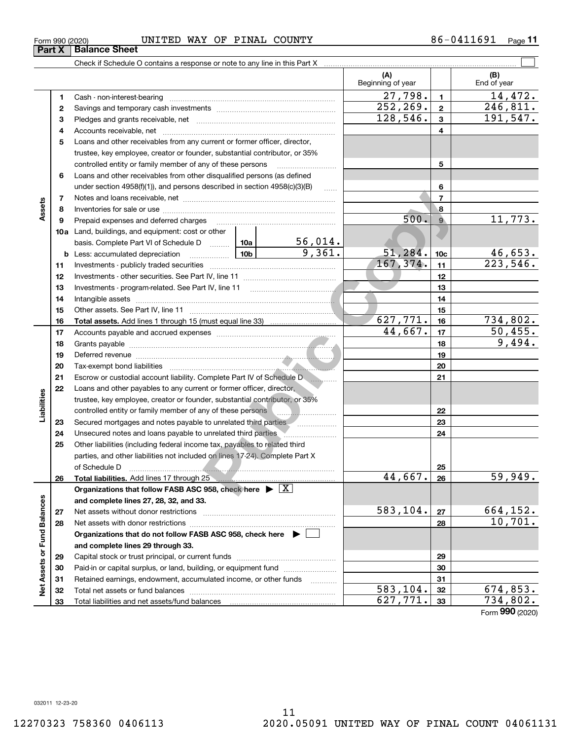Form 990 (2020) UNITED WAY OF PINAL COUNTY 86-0411691

## Part X Balance Sheet

Check if Schedule O contains a response or note to any line in this Part X

| | | | (A) Beginning of year | | (B) End of year |
|---|---|---|---|---|---|
| Assets | 1 | Cash - non-interest-bearing | 27,798. | 1 | 14,472. |
| | 2 | Savings and temporary cash investments | 252,269. | 2 | 246,811. |
| | 3 | Pledges and grants receivable, net | 128,546. | 3 | 191,547. |
| | 4 | Accounts receivable, net | | 4 | |
| | 5 | Loans and other receivables from any current or former officer, director, trustee, key employee, creator or founder, substantial contributor, or 35% controlled entity or family member of any of these persons | | 5 | |
| | 6 | Loans and other receivables from other disqualified persons (as defined under section 4958(f)(1)), and persons described in section 4958(c)(3)(B) | | 6 | |
| | 7 | Notes and loans receivable, net | | 7 | |
| | 8 | Inventories for sale or use | | 8 | |
| | 9 | Prepaid expenses and deferred charges | 500. | 9 | 11,773. |
| | 10a | Land, buildings, and equipment: cost or other basis. Complete Part VI of Schedule D ... 10a 56,014. | | | |
| | b | Less: accumulated depreciation ... 10b 9,361. | 51,284. | 10c | 46,653. |
| | 11 | Investments - publicly traded securities | 167,374. | 11 | 223,546. |
| | 12 | Investments - other securities. See Part IV, line 11 | | 12 | |
| | 13 | Investments - program-related. See Part IV, line 11 | | 13 | |
| | 14 | Intangible assets | | 14 | |
| | 15 | Other assets. See Part IV, line 11 | | 15 | |
| | 16 | **Total assets.** Add lines 1 through 15 (must equal line 33) | 627,771. | 16 | 734,802. |
| Liabilities | 17 | Accounts payable and accrued expenses | 44,667. | 17 | 50,455. |
| | 18 | Grants payable | | 18 | 9,494. |
| | 19 | Deferred revenue | | 19 | |
| | 20 | Tax-exempt bond liabilities | | 20 | |
| | 21 | Escrow or custodial account liability. Complete Part IV of Schedule D | | 21 | |
| | 22 | Loans and other payables to any current or former officer, director, trustee, key employee, creator or founder, substantial contributor, or 35% controlled entity or family member of any of these persons | | 22 | |
| | 23 | Secured mortgages and notes payable to unrelated third parties | | 23 | |
| | 24 | Unsecured notes and loans payable to unrelated third parties | | 24 | |
| | 25 | Other liabilities (including federal income tax, payables to related third parties, and other liabilities not included on lines 17-24). Complete Part X of Schedule D | | 25 | |
| | 26 | **Total liabilities.** Add lines 17 through 25 | 44,667. | 26 | 59,949. |
| Net Assets or Fund Balances | | **Organizations that follow FASB ASC 958, check here** ▶ [X] **and complete lines 27, 28, 32, and 33.** | | | |
| | 27 | Net assets without donor restrictions | 583,104. | 27 | 664,152. |
| | 28 | Net assets with donor restrictions | | 28 | 10,701. |
| | | **Organizations that do not follow FASB ASC 958, check here** ▶ [ ] **and complete lines 29 through 33.** | | | |
| | 29 | Capital stock or trust principal, or current funds | | 29 | |
| | 30 | Paid-in or capital surplus, or land, building, or equipment fund | | 30 | |
| | 31 | Retained earnings, endowment, accumulated income, or other funds | | 31 | |
| | 32 | Total net assets or fund balances | 583,104. | 32 | 674,853. |
| | 33 | Total liabilities and net assets/fund balances | 627,771. | 33 | 734,802. |

Form **990** (2020)

032011 12-23-20

12270323 758360 0406113 2020.05091 UNITED WAY OF PINAL COUNT 04061131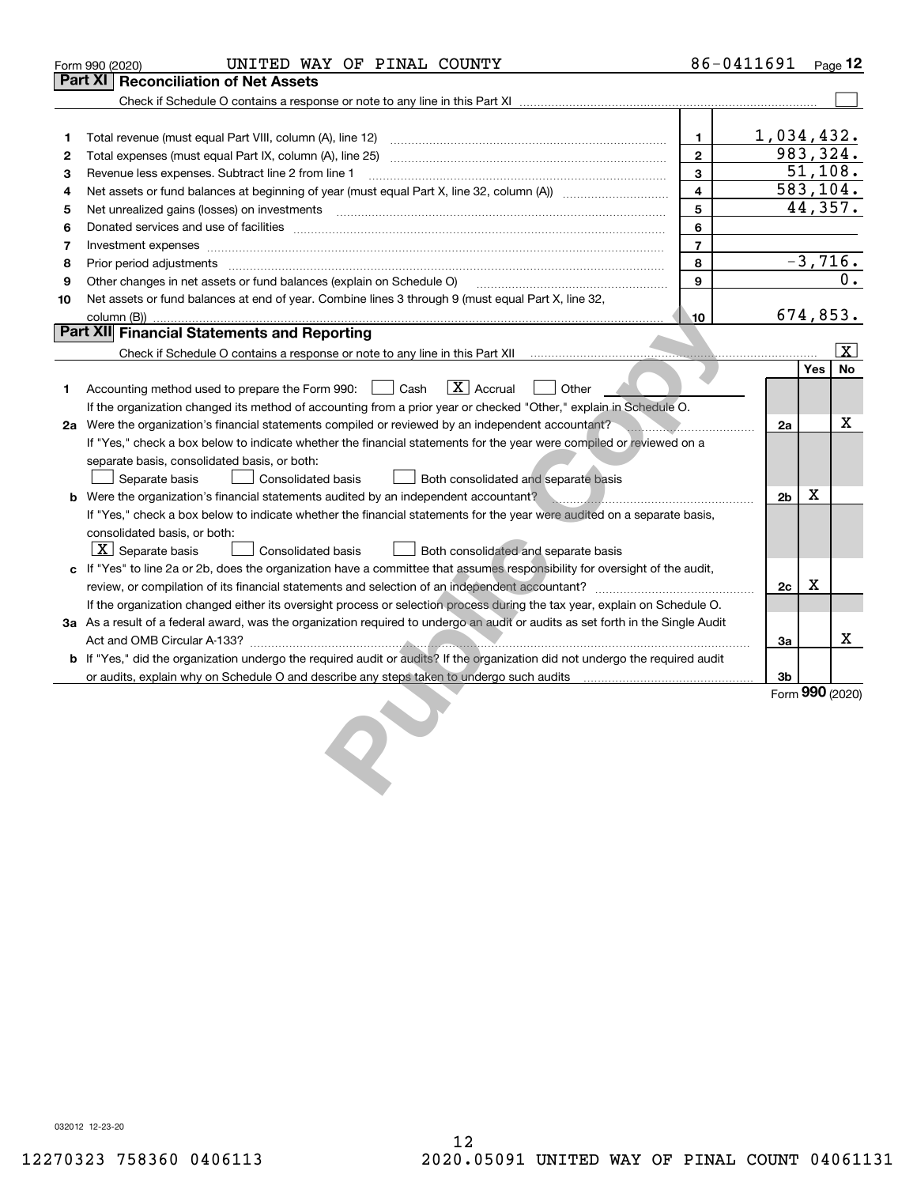Form 990 (2020) UNITED WAY OF PINAL COUNTY 86-0411691

## Part XI Reconciliation of Net Assets

Check if Schedule O contains a response or note to any line in this Part XI ☐

| | | | |
|---|---|---|---|
| 1 | Total revenue (must equal Part VIII, column (A), line 12) | 1 | 1,034,432. |
| 2 | Total expenses (must equal Part IX, column (A), line 25) | 2 | 983,324. |
| 3 | Revenue less expenses. Subtract line 2 from line 1 | 3 | 51,108. |
| 4 | Net assets or fund balances at beginning of year (must equal Part X, line 32, column (A)) | 4 | 583,104. |
| 5 | Net unrealized gains (losses) on investments | 5 | 44,357. |
| 6 | Donated services and use of facilities | 6 | |
| 7 | Investment expenses | 7 | |
| 8 | Prior period adjustments | 8 | -3,716. |
| 9 | Other changes in net assets or fund balances (explain on Schedule O) | 9 | 0. |
| 10 | Net assets or fund balances at end of year. Combine lines 3 through 9 (must equal Part X, line 32, column (B)) | 10 | 674,853. |

## Part XII Financial Statements and Reporting

Check if Schedule O contains a response or note to any line in this Part XII ☒

| | | | Yes | No |
|---|---|---|---|---|
| 1 | Accounting method used to prepare the Form 990: ☐ Cash ☒ Accrual ☐ Other<br>If the organization changed its method of accounting from a prior year or checked "Other," explain in Schedule O. | | | |
| 2a | Were the organization's financial statements compiled or reviewed by an independent accountant?<br>If "Yes," check a box below to indicate whether the financial statements for the year were compiled or reviewed on a separate basis, consolidated basis, or both:<br>☐ Separate basis ☐ Consolidated basis ☐ Both consolidated and separate basis | 2a | | X |
| b | Were the organization's financial statements audited by an independent accountant?<br>If "Yes," check a box below to indicate whether the financial statements for the year were audited on a separate basis, consolidated basis, or both:<br>☒ Separate basis ☐ Consolidated basis ☐ Both consolidated and separate basis | 2b | X | |
| c | If "Yes" to line 2a or 2b, does the organization have a committee that assumes responsibility for oversight of the audit, review, or compilation of its financial statements and selection of an independent accountant?<br>If the organization changed either its oversight process or selection process during the tax year, explain on Schedule O. | 2c | X | |
| 3a | As a result of a federal award, was the organization required to undergo an audit or audits as set forth in the Single Audit Act and OMB Circular A-133? | 3a | | X |
| b | If "Yes," did the organization undergo the required audit or audits? If the organization did not undergo the required audit or audits, explain why on Schedule O and describe any steps taken to undergo such audits | 3b | | |

Form **990** (2020)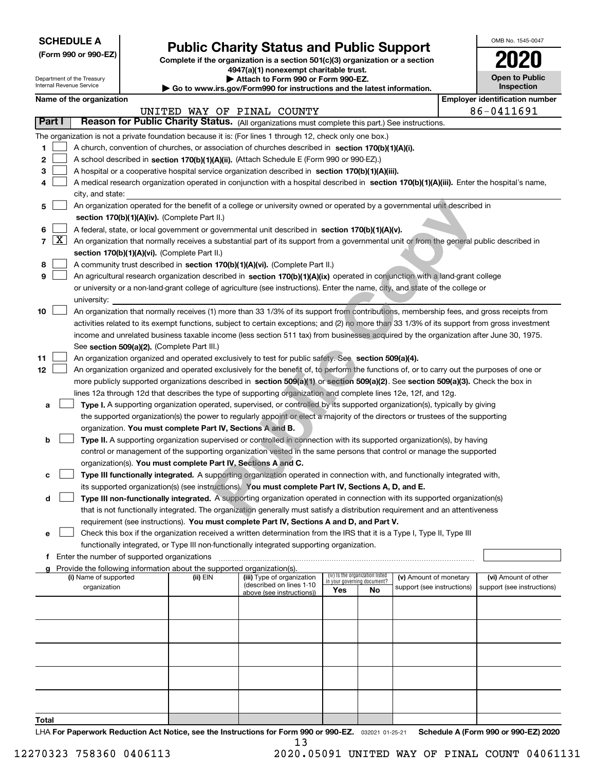**SCHEDULE A**
**(Form 990 or 990-EZ)**

Department of the Treasury
Internal Revenue Service

# Public Charity Status and Public Support

**Complete if the organization is a section 501(c)(3) organization or a section 4947(a)(1) nonexempt charitable trust.**
**▶ Attach to Form 990 or Form 990-EZ.**
**▶ Go to www.irs.gov/Form990 for instructions and the latest information.**

OMB No. 1545-0047
**2020**
**Open to Public Inspection**

**Name of the organization:** UNITED WAY OF PINAL COUNTY
**Employer identification number:** 86-0411691

## Part I — Reason for Public Charity Status. (All organizations must complete this part.) See instructions.

The organization is not a private foundation because it is: (For lines 1 through 12, check only one box.)

1. [ ] A church, convention of churches, or association of churches described in **section 170(b)(1)(A)(i).**
2. [ ] A school described in **section 170(b)(1)(A)(ii).** (Attach Schedule E (Form 990 or 990-EZ).)
3. [ ] A hospital or a cooperative hospital service organization described in **section 170(b)(1)(A)(iii).**
4. [ ] A medical research organization operated in conjunction with a hospital described in **section 170(b)(1)(A)(iii).** Enter the hospital's name, city, and state:
5. [ ] An organization operated for the benefit of a college or university owned or operated by a governmental unit described in **section 170(b)(1)(A)(iv).** (Complete Part II.)
6. [ ] A federal, state, or local government or governmental unit described in **section 170(b)(1)(A)(v).**
7. [X] An organization that normally receives a substantial part of its support from a governmental unit or from the general public described in **section 170(b)(1)(A)(vi).** (Complete Part II.)
8. [ ] A community trust described in **section 170(b)(1)(A)(vi).** (Complete Part II.)
9. [ ] An agricultural research organization described in **section 170(b)(1)(A)(ix)** operated in conjunction with a land-grant college or university or a non-land-grant college of agriculture (see instructions). Enter the name, city, and state of the college or university:
10. [ ] An organization that normally receives (1) more than 33 1/3% of its support from contributions, membership fees, and gross receipts from activities related to its exempt functions, subject to certain exceptions; and (2) no more than 33 1/3% of its support from gross investment income and unrelated business taxable income (less section 511 tax) from businesses acquired by the organization after June 30, 1975. See **section 509(a)(2).** (Complete Part III.)
11. [ ] An organization organized and operated exclusively to test for public safety. See **section 509(a)(4).**
12. [ ] An organization organized and operated exclusively for the benefit of, to perform the functions of, or to carry out the purposes of one or more publicly supported organizations described in **section 509(a)(1)** or **section 509(a)(2)**. See **section 509(a)(3).** Check the box in lines 12a through 12d that describes the type of supporting organization and complete lines 12e, 12f, and 12g.
   - **a** [ ] **Type I.** A supporting organization operated, supervised, or controlled by its supported organization(s), typically by giving the supported organization(s) the power to regularly appoint or elect a majority of the directors or trustees of the supporting organization. **You must complete Part IV, Sections A and B.**
   - **b** [ ] **Type II.** A supporting organization supervised or controlled in connection with its supported organization(s), by having control or management of the supporting organization vested in the same persons that control or manage the supported organization(s). **You must complete Part IV, Sections A and C.**
   - **c** [ ] **Type III functionally integrated.** A supporting organization operated in connection with, and functionally integrated with, its supported organization(s) (see instructions). **You must complete Part IV, Sections A, D, and E.**
   - **d** [ ] **Type III non-functionally integrated.** A supporting organization operated in connection with its supported organization(s) that is not functionally integrated. The organization generally must satisfy a distribution requirement and an attentiveness requirement (see instructions). **You must complete Part IV, Sections A and D, and Part V.**
   - **e** [ ] Check this box if the organization received a written determination from the IRS that it is a Type I, Type II, Type III functionally integrated, or Type III non-functionally integrated supporting organization.
   - **f** Enter the number of supported organizations
   - **g** Provide the following information about the supported organization(s).

| (i) Name of supported organization | (ii) EIN | (iii) Type of organization (described on lines 1-10 above (see instructions)) | (iv) Is the organization listed in your governing document? Yes | No | (v) Amount of monetary support (see instructions) | (vi) Amount of other support (see instructions) |
|---|---|---|---|---|---|---|
| | | | | | | |
| | | | | | | |
| | | | | | | |
| | | | | | | |
| | | | | | | |
| **Total** | | | | | | |

LHA **For Paperwork Reduction Act Notice, see the Instructions for Form 990 or 990-EZ.** 032021 01-25-21 **Schedule A (Form 990 or 990-EZ) 2020**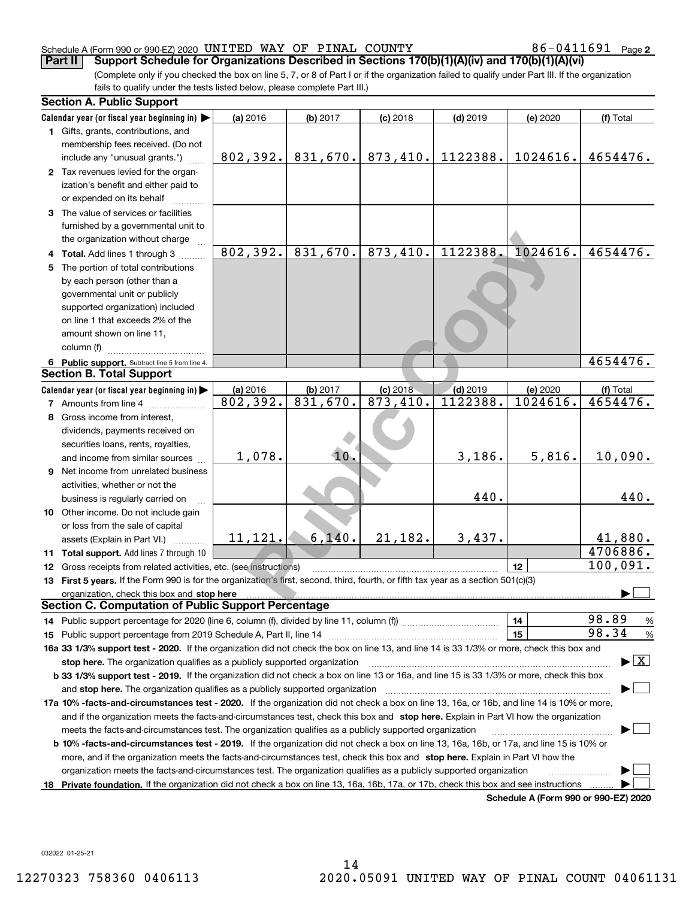Schedule A (Form 990 or 990-EZ) 2020 UNITED WAY OF PINAL COUNTY 86-0411691 Page 2

**Part II Support Schedule for Organizations Described in Sections 170(b)(1)(A)(iv) and 170(b)(1)(A)(vi)**

(Complete only if you checked the box on line 5, 7, or 8 of Part I or if the organization failed to qualify under Part III. If the organization fails to qualify under the tests listed below, please complete Part III.)

### Section A. Public Support

| Calendar year (or fiscal year beginning in) | (a) 2016 | (b) 2017 | (c) 2018 | (d) 2019 | (e) 2020 | (f) Total |
|---|---|---|---|---|---|---|
| 1 Gifts, grants, contributions, and membership fees received. (Do not include any "unusual grants.") | 802,392. | 831,670. | 873,410. | 1122388. | 1024616. | 4654476. |
| 2 Tax revenues levied for the organization's benefit and either paid to or expended on its behalf | | | | | | |
| 3 The value of services or facilities furnished by a governmental unit to the organization without charge | | | | | | |
| 4 Total. Add lines 1 through 3 | 802,392. | 831,670. | 873,410. | 1122388. | 1024616. | 4654476. |
| 5 The portion of total contributions by each person (other than a governmental unit or publicly supported organization) included on line 1 that exceeds 2% of the amount shown on line 11, column (f) | | | | | | |
| 6 Public support. Subtract line 5 from line 4. | | | | | | 4654476. |

### Section B. Total Support

| Calendar year (or fiscal year beginning in) | (a) 2016 | (b) 2017 | (c) 2018 | (d) 2019 | (e) 2020 | (f) Total |
|---|---|---|---|---|---|---|
| 7 Amounts from line 4 | 802,392. | 831,670. | 873,410. | 1122388. | 1024616. | 4654476. |
| 8 Gross income from interest, dividends, payments received on securities loans, rents, royalties, and income from similar sources | 1,078. | 10. | | 3,186. | 5,816. | 10,090. |
| 9 Net income from unrelated business activities, whether or not the business is regularly carried on | | | | 440. | | 440. |
| 10 Other income. Do not include gain or loss from the sale of capital assets (Explain in Part VI.) | 11,121. | 6,140. | 21,182. | 3,437. | | 41,880. |
| 11 Total support. Add lines 7 through 10 | | | | | | 4706886. |

12 Gross receipts from related activities, etc. (see instructions) | 12 | 100,091.

13 **First 5 years.** If the Form 990 is for the organization's first, second, third, fourth, or fifth tax year as a section 501(c)(3) organization, check this box and **stop here** ☐

### Section C. Computation of Public Support Percentage

14 Public support percentage for 2020 (line 6, column (f), divided by line 11, column (f)) | 14 | 98.89 %

15 Public support percentage from 2019 Schedule A, Part II, line 14 | 15 | 98.34 %

**16a 33 1/3% support test - 2020.** If the organization did not check the box on line 13, and line 14 is 33 1/3% or more, check this box and **stop here.** The organization qualifies as a publicly supported organization ☒

**b 33 1/3% support test - 2019.** If the organization did not check a box on line 13 or 16a, and line 15 is 33 1/3% or more, check this box and **stop here.** The organization qualifies as a publicly supported organization ☐

**17a 10% -facts-and-circumstances test - 2020.** If the organization did not check a box on line 13, 16a, or 16b, and line 14 is 10% or more, and if the organization meets the facts-and-circumstances test, check this box and **stop here.** Explain in Part VI how the organization meets the facts-and-circumstances test. The organization qualifies as a publicly supported organization ☐

**b 10% -facts-and-circumstances test - 2019.** If the organization did not check a box on line 13, 16a, 16b, or 17a, and line 15 is 10% or more, and if the organization meets the facts-and-circumstances test, check this box and **stop here.** Explain in Part VI how the organization meets the facts-and-circumstances test. The organization qualifies as a publicly supported organization ☐

**18 Private foundation.** If the organization did not check a box on line 13, 16a, 16b, 17a, or 17b, check this box and see instructions ☐

**Schedule A (Form 990 or 990-EZ) 2020**

032022 01-25-21

12270323 758360 0406113 2020.05091 UNITED WAY OF PINAL COUNT 04061131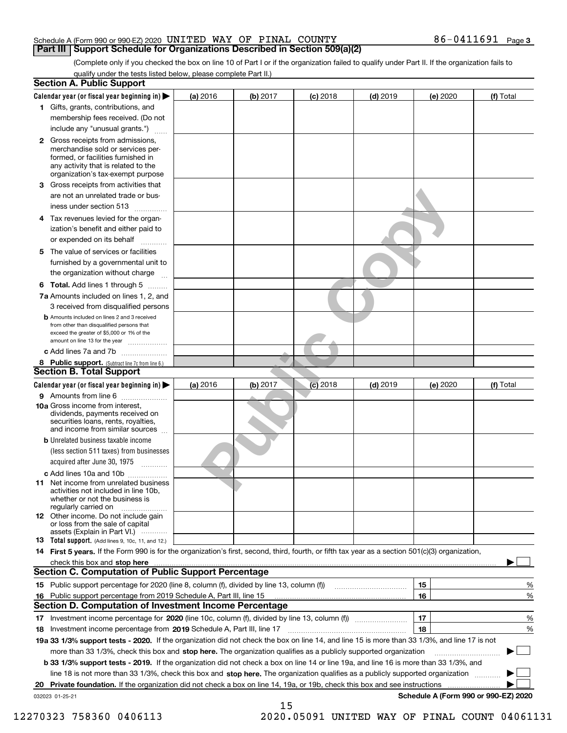Schedule A (Form 990 or 990-EZ) 2020 UNITED WAY OF PINAL COUNTY 86-0411691 Page 3

## Part III Support Schedule for Organizations Described in Section 509(a)(2)

(Complete only if you checked the box on line 10 of Part I or if the organization failed to qualify under Part II. If the organization fails to qualify under the tests listed below, please complete Part II.)

### Section A. Public Support

| Calendar year (or fiscal year beginning in) ▶ | (a) 2016 | (b) 2017 | (c) 2018 | (d) 2019 | (e) 2020 | (f) Total |
|---|---|---|---|---|---|---|
| **1** Gifts, grants, contributions, and membership fees received. (Do not include any "unusual grants.") | | | | | | |
| **2** Gross receipts from admissions, merchandise sold or services performed, or facilities furnished in any activity that is related to the organization's tax-exempt purpose | | | | | | |
| **3** Gross receipts from activities that are not an unrelated trade or business under section 513 | | | | | | |
| **4** Tax revenues levied for the organization's benefit and either paid to or expended on its behalf | | | | | | |
| **5** The value of services or facilities furnished by a governmental unit to the organization without charge | | | | | | |
| **6 Total.** Add lines 1 through 5 | | | | | | |
| **7a** Amounts included on lines 1, 2, and 3 received from disqualified persons | | | | | | |
| **b** Amounts included on lines 2 and 3 received from other than disqualified persons that exceed the greater of $5,000 or 1% of the amount on line 13 for the year | | | | | | |
| **c** Add lines 7a and 7b | | | | | | |
| **8 Public support.** (Subtract line 7c from line 6.) | | | | | | |

### Section B. Total Support

| Calendar year (or fiscal year beginning in) ▶ | (a) 2016 | (b) 2017 | (c) 2018 | (d) 2019 | (e) 2020 | (f) Total |
|---|---|---|---|---|---|---|
| **9** Amounts from line 6 | | | | | | |
| **10a** Gross income from interest, dividends, payments received on securities loans, rents, royalties, and income from similar sources | | | | | | |
| **b** Unrelated business taxable income (less section 511 taxes) from businesses acquired after June 30, 1975 | | | | | | |
| **c** Add lines 10a and 10b | | | | | | |
| **11** Net income from unrelated business activities not included in line 10b, whether or not the business is regularly carried on | | | | | | |
| **12** Other income. Do not include gain or loss from the sale of capital assets (Explain in Part VI.) | | | | | | |
| **13 Total support.** (Add lines 9, 10c, 11, and 12.) | | | | | | |

**14 First 5 years.** If the Form 990 is for the organization's first, second, third, fourth, or fifth tax year as a section 501(c)(3) organization, check this box and **stop here** ▶ ☐

### Section C. Computation of Public Support Percentage

| | | | |
|---|---|---|---|
| **15** | Public support percentage for 2020 (line 8, column (f), divided by line 13, column (f)) | 15 | % |
| **16** | Public support percentage from 2019 Schedule A, Part III, line 15 | 16 | % |

### Section D. Computation of Investment Income Percentage

| | | | |
|---|---|---|---|
| **17** | Investment income percentage for **2020** (line 10c, column (f), divided by line 13, column (f)) | 17 | % |
| **18** | Investment income percentage from **2019** Schedule A, Part III, line 17 | 18 | % |

**19a 33 1/3% support tests - 2020.** If the organization did not check the box on line 14, and line 15 is more than 33 1/3%, and line 17 is not more than 33 1/3%, check this box and **stop here.** The organization qualifies as a publicly supported organization ▶ ☐

**b 33 1/3% support tests - 2019.** If the organization did not check a box on line 14 or line 19a, and line 16 is more than 33 1/3%, and line 18 is not more than 33 1/3%, check this box and **stop here.** The organization qualifies as a publicly supported organization ▶ ☐

**20 Private foundation.** If the organization did not check a box on line 14, 19a, or 19b, check this box and see instructions ▶ ☐

032023 01-25-21

**Schedule A (Form 990 or 990-EZ) 2020**

12270323 758360 0406113 2020.05091 UNITED WAY OF PINAL COUNT 04061131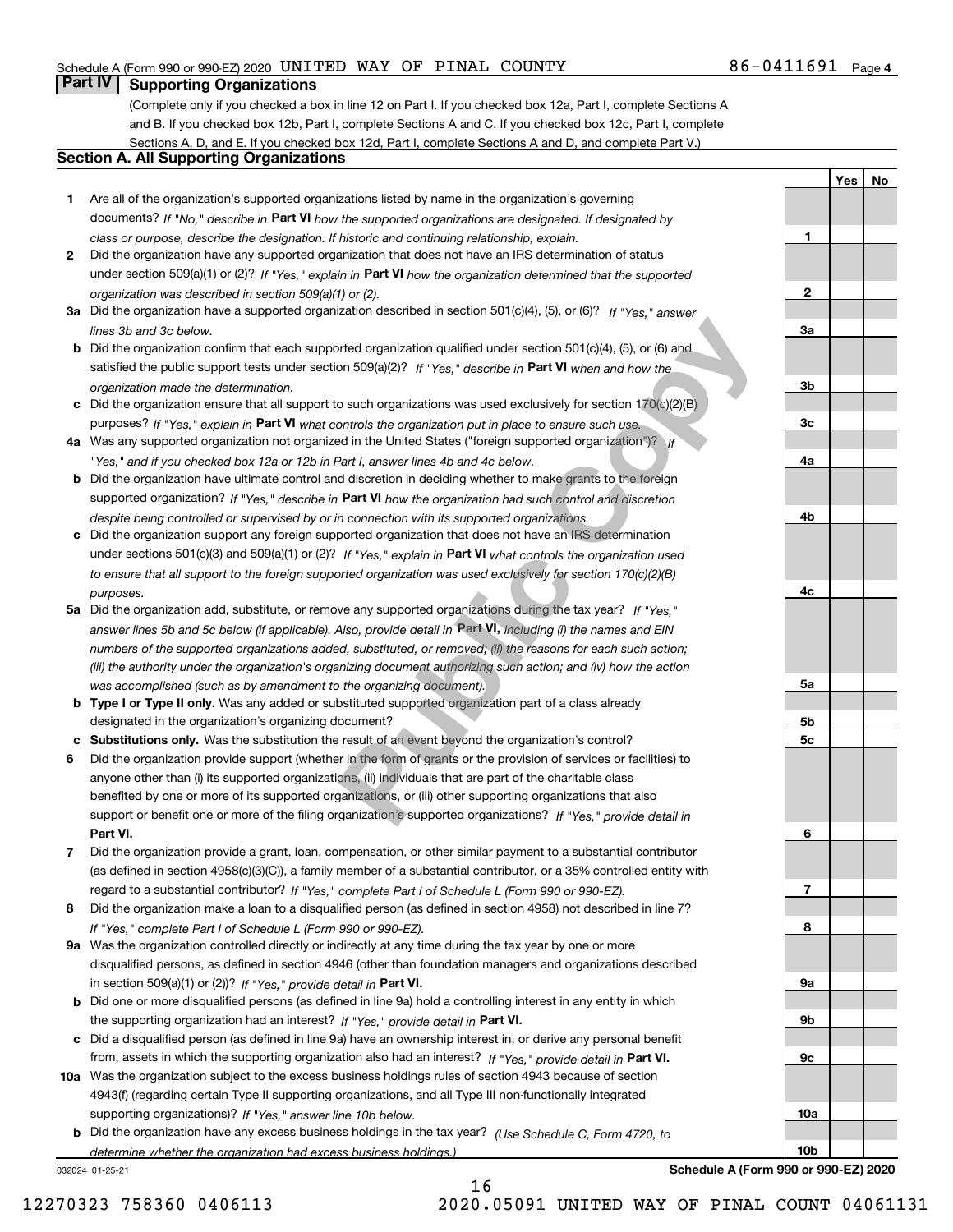Schedule A (Form 990 or 990-EZ) 2020 UNITED WAY OF PINAL COUNTY 86-0411691 Page 4

## Part IV Supporting Organizations

(Complete only if you checked a box in line 12 on Part I. If you checked box 12a, Part I, complete Sections A and B. If you checked box 12b, Part I, complete Sections A and C. If you checked box 12c, Part I, complete Sections A, D, and E. If you checked box 12d, Part I, complete Sections A and D, and complete Part V.)

### Section A. All Supporting Organizations

| | | Line | Yes | No |
|---|---|---|---|---|
| **1** | Are all of the organization's supported organizations listed by name in the organization's governing documents? *If "No," describe in* **Part VI** *how the supported organizations are designated. If designated by class or purpose, describe the designation. If historic and continuing relationship, explain.* | **1** | | |
| **2** | Did the organization have any supported organization that does not have an IRS determination of status under section 509(a)(1) or (2)? *If "Yes," explain in* **Part VI** *how the organization determined that the supported organization was described in section 509(a)(1) or (2).* | **2** | | |
| **3a** | Did the organization have a supported organization described in section 501(c)(4), (5), or (6)? *If "Yes," answer lines 3b and 3c below.* | **3a** | | |
| **b** | Did the organization confirm that each supported organization qualified under section 501(c)(4), (5), or (6) and satisfied the public support tests under section 509(a)(2)? *If "Yes," describe in* **Part VI** *when and how the organization made the determination.* | **3b** | | |
| **c** | Did the organization ensure that all support to such organizations was used exclusively for section 170(c)(2)(B) purposes? *If "Yes," explain in* **Part VI** *what controls the organization put in place to ensure such use.* | **3c** | | |
| **4a** | Was any supported organization not organized in the United States ("foreign supported organization")? *If "Yes," and if you checked box 12a or 12b in Part I, answer lines 4b and 4c below.* | **4a** | | |
| **b** | Did the organization have ultimate control and discretion in deciding whether to make grants to the foreign supported organization? *If "Yes," describe in* **Part VI** *how the organization had such control and discretion despite being controlled or supervised by or in connection with its supported organizations.* | **4b** | | |
| **c** | Did the organization support any foreign supported organization that does not have an IRS determination under sections 501(c)(3) and 509(a)(1) or (2)? *If "Yes," explain in* **Part VI** *what controls the organization used to ensure that all support to the foreign supported organization was used exclusively for section 170(c)(2)(B) purposes.* | **4c** | | |
| **5a** | Did the organization add, substitute, or remove any supported organizations during the tax year? *If "Yes," answer lines 5b and 5c below (if applicable). Also, provide detail in* **Part VI,** *including (i) the names and EIN numbers of the supported organizations added, substituted, or removed; (ii) the reasons for each such action; (iii) the authority under the organization's organizing document authorizing such action; and (iv) how the action was accomplished (such as by amendment to the organizing document).* | **5a** | | |
| **b** | **Type I or Type II only.** Was any added or substituted supported organization part of a class already designated in the organization's organizing document? | **5b** | | |
| **c** | **Substitutions only.** Was the substitution the result of an event beyond the organization's control? | **5c** | | |
| **6** | Did the organization provide support (whether in the form of grants or the provision of services or facilities) to anyone other than (i) its supported organizations, (ii) individuals that are part of the charitable class benefited by one or more of its supported organizations, or (iii) other supporting organizations that also support or benefit one or more of the filing organization's supported organizations? *If "Yes," provide detail in* **Part VI.** | **6** | | |
| **7** | Did the organization provide a grant, loan, compensation, or other similar payment to a substantial contributor (as defined in section 4958(c)(3)(C)), a family member of a substantial contributor, or a 35% controlled entity with regard to a substantial contributor? *If "Yes," complete Part I of Schedule L (Form 990 or 990-EZ).* | **7** | | |
| **8** | Did the organization make a loan to a disqualified person (as defined in section 4958) not described in line 7? *If "Yes," complete Part I of Schedule L (Form 990 or 990-EZ).* | **8** | | |
| **9a** | Was the organization controlled directly or indirectly at any time during the tax year by one or more disqualified persons, as defined in section 4946 (other than foundation managers and organizations described in section 509(a)(1) or (2))? *If "Yes," provide detail in* **Part VI.** | **9a** | | |
| **b** | Did one or more disqualified persons (as defined in line 9a) hold a controlling interest in any entity in which the supporting organization had an interest? *If "Yes," provide detail in* **Part VI.** | **9b** | | |
| **c** | Did a disqualified person (as defined in line 9a) have an ownership interest in, or derive any personal benefit from, assets in which the supporting organization also had an interest? *If "Yes," provide detail in* **Part VI.** | **9c** | | |
| **10a** | Was the organization subject to the excess business holdings rules of section 4943 because of section 4943(f) (regarding certain Type II supporting organizations, and all Type III non-functionally integrated supporting organizations)? *If "Yes," answer line 10b below.* | **10a** | | |
| **b** | Did the organization have any excess business holdings in the tax year? *(Use Schedule C, Form 4720, to determine whether the organization had excess business holdings.)* | **10b** | | |

032024 01-25-21

**Schedule A (Form 990 or 990-EZ) 2020**

12270323 758360 0406113 2020.05091 UNITED WAY OF PINAL COUNT 04061131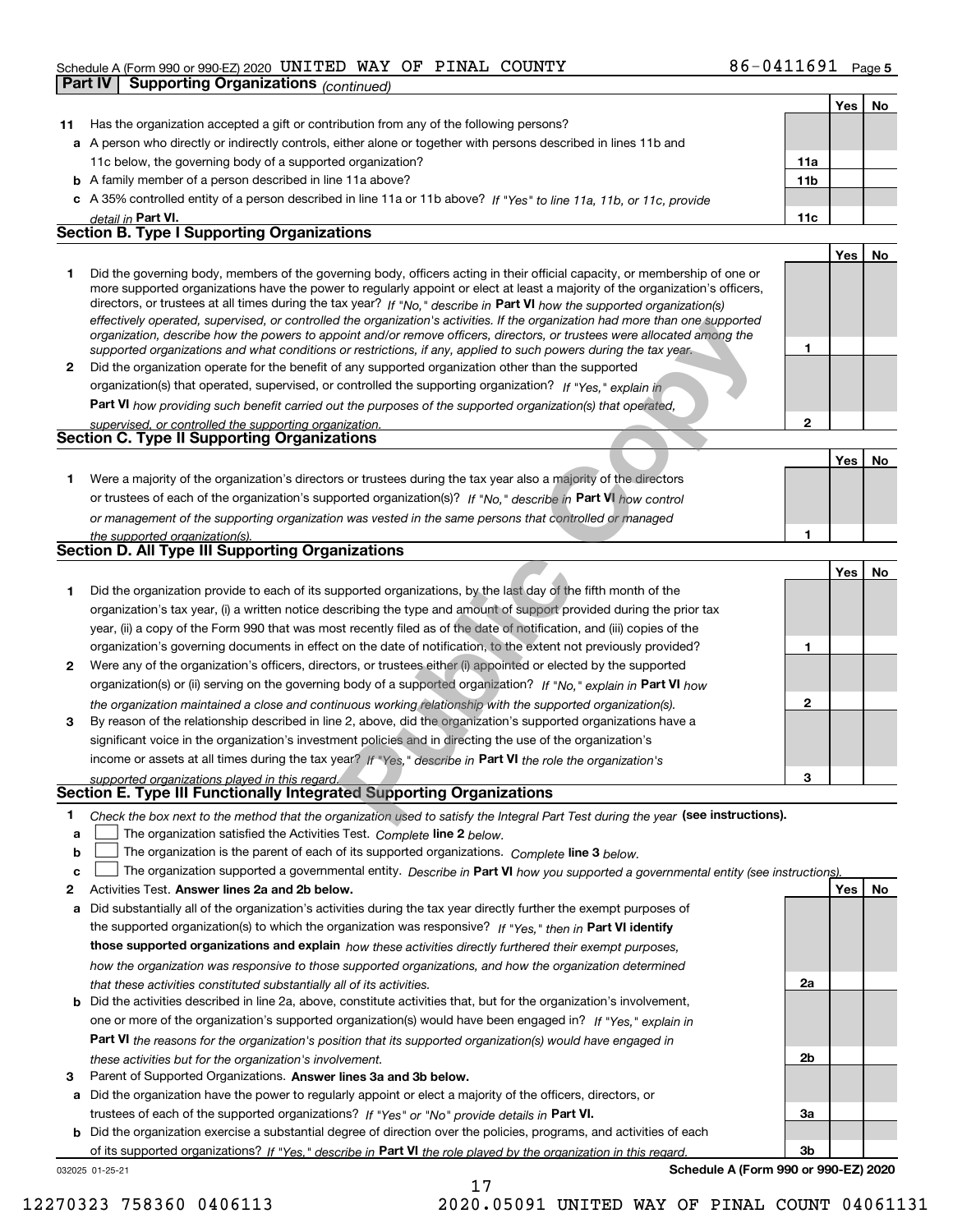Schedule A (Form 990 or 990-EZ) 2020 UNITED WAY OF PINAL COUNTY 86-0411691 Page 5

## Part IV Supporting Organizations *(continued)*

| | | | Yes | No |
|---|---|---|---|---|
| **11** | Has the organization accepted a gift or contribution from any of the following persons? | | | |
| **a** | A person who directly or indirectly controls, either alone or together with persons described in lines 11b and 11c below, the governing body of a supported organization? | **11a** | | |
| **b** | A family member of a person described in line 11a above? | **11b** | | |
| **c** | A 35% controlled entity of a person described in line 11a or 11b above? *If "Yes" to line 11a, 11b, or 11c, provide detail in* **Part VI.** | **11c** | | |

### Section B. Type I Supporting Organizations

| | | | Yes | No |
|---|---|---|---|---|
| **1** | Did the governing body, members of the governing body, officers acting in their official capacity, or membership of one or more supported organizations have the power to regularly appoint or elect at least a majority of the organization's officers, directors, or trustees at all times during the tax year? *If "No," describe in* **Part VI** *how the supported organization(s) effectively operated, supervised, or controlled the organization's activities. If the organization had more than one supported organization, describe how the powers to appoint and/or remove officers, directors, or trustees were allocated among the supported organizations and what conditions or restrictions, if any, applied to such powers during the tax year.* | **1** | | |
| **2** | Did the organization operate for the benefit of any supported organization other than the supported organization(s) that operated, supervised, or controlled the supporting organization? *If "Yes," explain in* **Part VI** *how providing such benefit carried out the purposes of the supported organization(s) that operated, supervised, or controlled the supporting organization.* | **2** | | |

### Section C. Type II Supporting Organizations

| | | | Yes | No |
|---|---|---|---|---|
| **1** | Were a majority of the organization's directors or trustees during the tax year also a majority of the directors or trustees of each of the organization's supported organization(s)? *If "No," describe in* **Part VI** *how control or management of the supporting organization was vested in the same persons that controlled or managed the supported organization(s).* | **1** | | |

### Section D. All Type III Supporting Organizations

| | | | Yes | No |
|---|---|---|---|---|
| **1** | Did the organization provide to each of its supported organizations, by the last day of the fifth month of the organization's tax year, (i) a written notice describing the type and amount of support provided during the prior tax year, (ii) a copy of the Form 990 that was most recently filed as of the date of notification, and (iii) copies of the organization's governing documents in effect on the date of notification, to the extent not previously provided? | **1** | | |
| **2** | Were any of the organization's officers, directors, or trustees either (i) appointed or elected by the supported organization(s) or (ii) serving on the governing body of a supported organization? *If "No," explain in* **Part VI** *how the organization maintained a close and continuous working relationship with the supported organization(s).* | **2** | | |
| **3** | By reason of the relationship described in line 2, above, did the organization's supported organizations have a significant voice in the organization's investment policies and in directing the use of the organization's income or assets at all times during the tax year? *If "Yes," describe in* **Part VI** *the role the organization's supported organizations played in this regard.* | **3** | | |

### Section E. Type III Functionally Integrated Supporting Organizations

**1** *Check the box next to the method that the organization used to satisfy the Integral Part Test during the year* **(see instructions).**

- **a** ☐ The organization satisfied the Activities Test. *Complete* **line 2** *below.*
- **b** ☐ The organization is the parent of each of its supported organizations. *Complete* **line 3** *below.*
- **c** ☐ The organization supported a governmental entity. *Describe in* **Part VI** *how you supported a governmental entity (see instructions).*

| | | | Yes | No |
|---|---|---|---|---|
| **2** | Activities Test. **Answer lines 2a and 2b below.** | | | |
| **a** | Did substantially all of the organization's activities during the tax year directly further the exempt purposes of the supported organization(s) to which the organization was responsive? *If "Yes," then in* **Part VI identify those supported organizations and explain** *how these activities directly furthered their exempt purposes, how the organization was responsive to those supported organizations, and how the organization determined that these activities constituted substantially all of its activities.* | **2a** | | |
| **b** | Did the activities described in line 2a, above, constitute activities that, but for the organization's involvement, one or more of the organization's supported organization(s) would have been engaged in? *If "Yes," explain in* **Part VI** *the reasons for the organization's position that its supported organization(s) would have engaged in these activities but for the organization's involvement.* | **2b** | | |
| **3** | Parent of Supported Organizations. **Answer lines 3a and 3b below.** | | | |
| **a** | Did the organization have the power to regularly appoint or elect a majority of the officers, directors, or trustees of each of the supported organizations? *If "Yes" or "No" provide details in* **Part VI.** | **3a** | | |
| **b** | Did the organization exercise a substantial degree of direction over the policies, programs, and activities of each of its supported organizations? *If "Yes," describe in* **Part VI** *the role played by the organization in this regard.* | **3b** | | |

032025 01-25-21 **Schedule A (Form 990 or 990-EZ) 2020**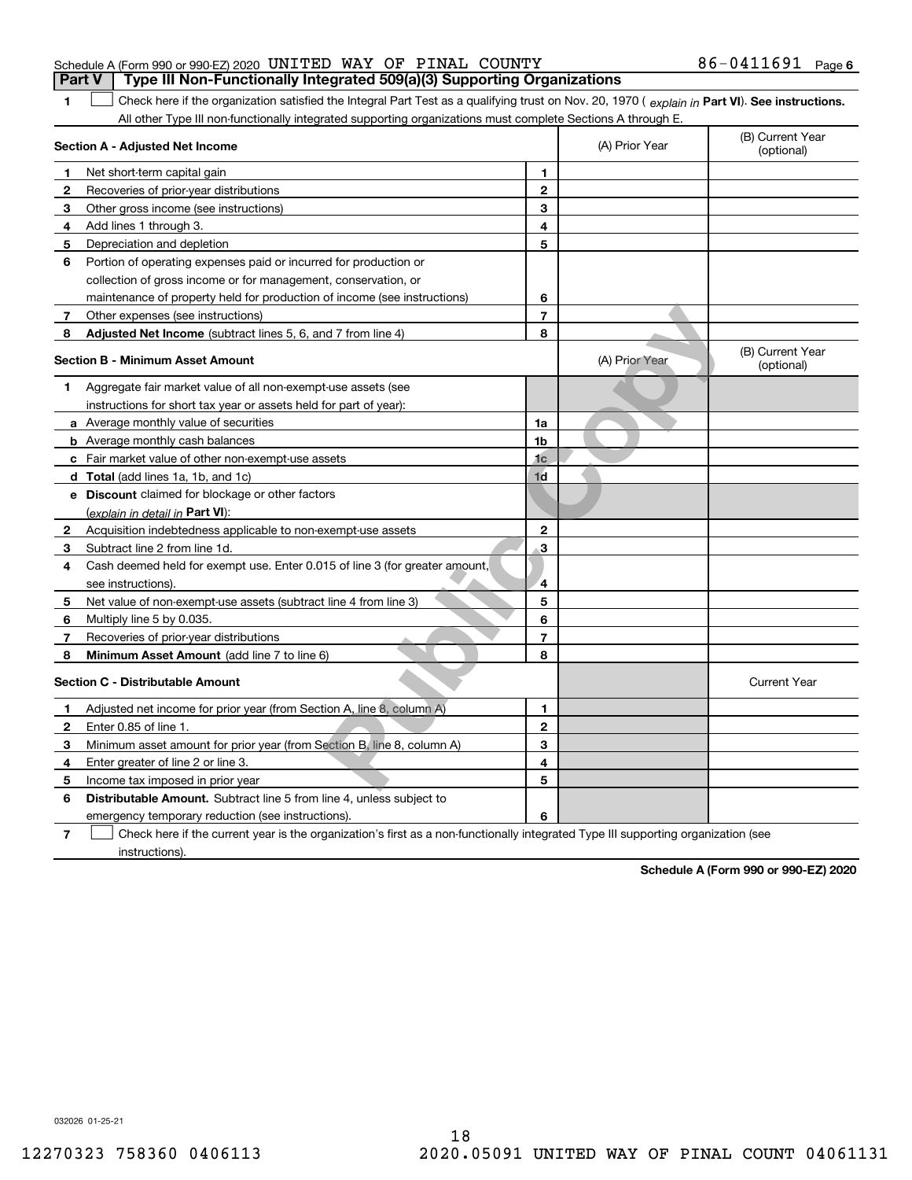Schedule A (Form 990 or 990-EZ) 2020 UNITED WAY OF PINAL COUNTY 86-0411691 Page 6

## Part V Type III Non-Functionally Integrated 509(a)(3) Supporting Organizations

**1** ☐ Check here if the organization satisfied the Integral Part Test as a qualifying trust on Nov. 20, 1970 ( *explain in* **Part VI**). **See instructions.** All other Type III non-functionally integrated supporting organizations must complete Sections A through E.

| **Section A - Adjusted Net Income** | | | (A) Prior Year | (B) Current Year (optional) |
|---|---|---|---|---|
| 1 | Net short-term capital gain | 1 | | |
| 2 | Recoveries of prior-year distributions | 2 | | |
| 3 | Other gross income (see instructions) | 3 | | |
| 4 | Add lines 1 through 3. | 4 | | |
| 5 | Depreciation and depletion | 5 | | |
| 6 | Portion of operating expenses paid or incurred for production or collection of gross income or for management, conservation, or maintenance of property held for production of income (see instructions) | 6 | | |
| 7 | Other expenses (see instructions) | 7 | | |
| 8 | **Adjusted Net Income** (subtract lines 5, 6, and 7 from line 4) | 8 | | |

| **Section B - Minimum Asset Amount** | | | (A) Prior Year | (B) Current Year (optional) |
|---|---|---|---|---|
| 1 | Aggregate fair market value of all non-exempt-use assets (see instructions for short tax year or assets held for part of year): | | | |
| a | Average monthly value of securities | 1a | | |
| b | Average monthly cash balances | 1b | | |
| c | Fair market value of other non-exempt-use assets | 1c | | |
| d | **Total** (add lines 1a, 1b, and 1c) | 1d | | |
| e | **Discount** claimed for blockage or other factors (*explain in detail in* **Part VI**): | | | |
| 2 | Acquisition indebtedness applicable to non-exempt-use assets | 2 | | |
| 3 | Subtract line 2 from line 1d. | 3 | | |
| 4 | Cash deemed held for exempt use. Enter 0.015 of line 3 (for greater amount, see instructions). | 4 | | |
| 5 | Net value of non-exempt-use assets (subtract line 4 from line 3) | 5 | | |
| 6 | Multiply line 5 by 0.035. | 6 | | |
| 7 | Recoveries of prior-year distributions | 7 | | |
| 8 | **Minimum Asset Amount** (add line 7 to line 6) | 8 | | |

| **Section C - Distributable Amount** | | | | Current Year |
|---|---|---|---|---|
| 1 | Adjusted net income for prior year (from Section A, line 8, column A) | 1 | | |
| 2 | Enter 0.85 of line 1. | 2 | | |
| 3 | Minimum asset amount for prior year (from Section B, line 8, column A) | 3 | | |
| 4 | Enter greater of line 2 or line 3. | 4 | | |
| 5 | Income tax imposed in prior year | 5 | | |
| 6 | **Distributable Amount.** Subtract line 5 from line 4, unless subject to emergency temporary reduction (see instructions). | 6 | | |

**7** ☐ Check here if the current year is the organization's first as a non-functionally integrated Type III supporting organization (see instructions).

**Schedule A (Form 990 or 990-EZ) 2020**

032026 01-25-21

12270323 758360 0406113 2020.05091 UNITED WAY OF PINAL COUNT 04061131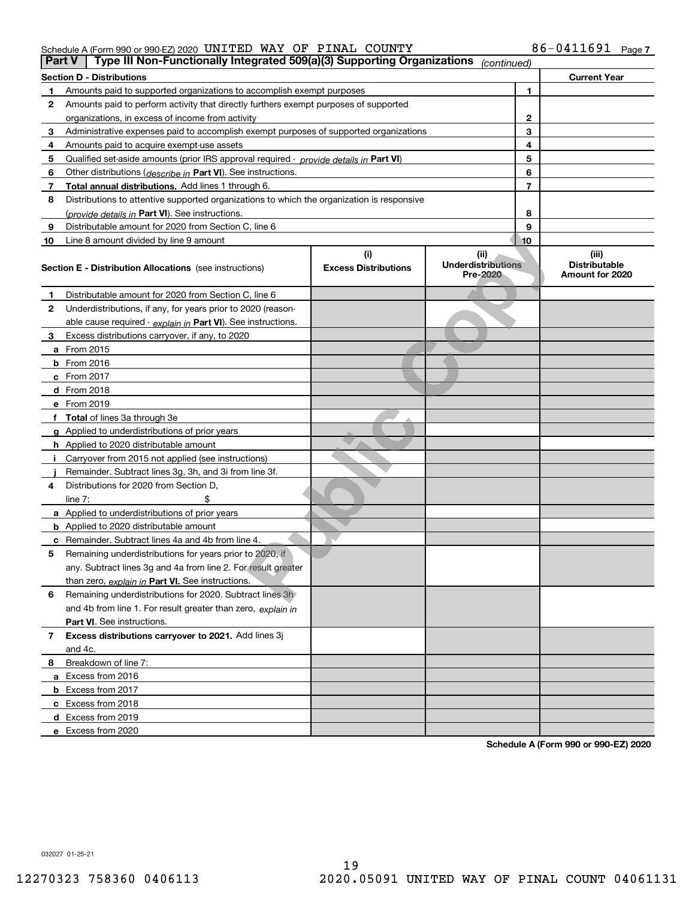Schedule A (Form 990 or 990-EZ) 2020 UNITED WAY OF PINAL COUNTY 86-0411691 Page 7

## Part V Type III Non-Functionally Integrated 509(a)(3) Supporting Organizations *(continued)*

| Section D - Distributions | | | Current Year |
|---|---|---|---|
| 1 | Amounts paid to supported organizations to accomplish exempt purposes | 1 | |
| 2 | Amounts paid to perform activity that directly furthers exempt purposes of supported organizations, in excess of income from activity | 2 | |
| 3 | Administrative expenses paid to accomplish exempt purposes of supported organizations | 3 | |
| 4 | Amounts paid to acquire exempt-use assets | 4 | |
| 5 | Qualified set-aside amounts (prior IRS approval required - *provide details in* **Part VI**) | 5 | |
| 6 | Other distributions (*describe in* **Part VI**). See instructions. | 6 | |
| 7 | **Total annual distributions.** Add lines 1 through 6. | 7 | |
| 8 | Distributions to attentive supported organizations to which the organization is responsive (*provide details in* **Part VI**). See instructions. | 8 | |
| 9 | Distributable amount for 2020 from Section C, line 6 | 9 | |
| 10 | Line 8 amount divided by line 9 amount | 10 | |

| | Section E - Distribution Allocations (see instructions) | (i) Excess Distributions | (ii) Underdistributions Pre-2020 | (iii) Distributable Amount for 2020 |
|---|---|---|---|---|
| 1 | Distributable amount for 2020 from Section C, line 6 | | | |
| 2 | Underdistributions, if any, for years prior to 2020 (reasonable cause required - *explain in* **Part VI**). See instructions. | | | |
| 3 | Excess distributions carryover, if any, to 2020 | | | |
| a | From 2015 | | | |
| b | From 2016 | | | |
| c | From 2017 | | | |
| d | From 2018 | | | |
| e | From 2019 | | | |
| f | **Total** of lines 3a through 3e | | | |
| g | Applied to underdistributions of prior years | | | |
| h | Applied to 2020 distributable amount | | | |
| i | Carryover from 2015 not applied (see instructions) | | | |
| j | Remainder. Subtract lines 3g, 3h, and 3i from line 3f. | | | |
| 4 | Distributions for 2020 from Section D, line 7: $ | | | |
| a | Applied to underdistributions of prior years | | | |
| b | Applied to 2020 distributable amount | | | |
| c | Remainder. Subtract lines 4a and 4b from line 4. | | | |
| 5 | Remaining underdistributions for years prior to 2020, if any. Subtract lines 3g and 4a from line 2. For result greater than zero, *explain in* **Part VI**. See instructions. | | | |
| 6 | Remaining underdistributions for 2020. Subtract lines 3h and 4b from line 1. For result greater than zero, *explain in* **Part VI**. See instructions. | | | |
| 7 | **Excess distributions carryover to 2021.** Add lines 3j and 4c. | | | |
| 8 | Breakdown of line 7: | | | |
| a | Excess from 2016 | | | |
| b | Excess from 2017 | | | |
| c | Excess from 2018 | | | |
| d | Excess from 2019 | | | |
| e | Excess from 2020 | | | |

**Schedule A (Form 990 or 990-EZ) 2020**

032027 01-25-21

12270323 758360 0406113 2020.05091 UNITED WAY OF PINAL COUNT 04061131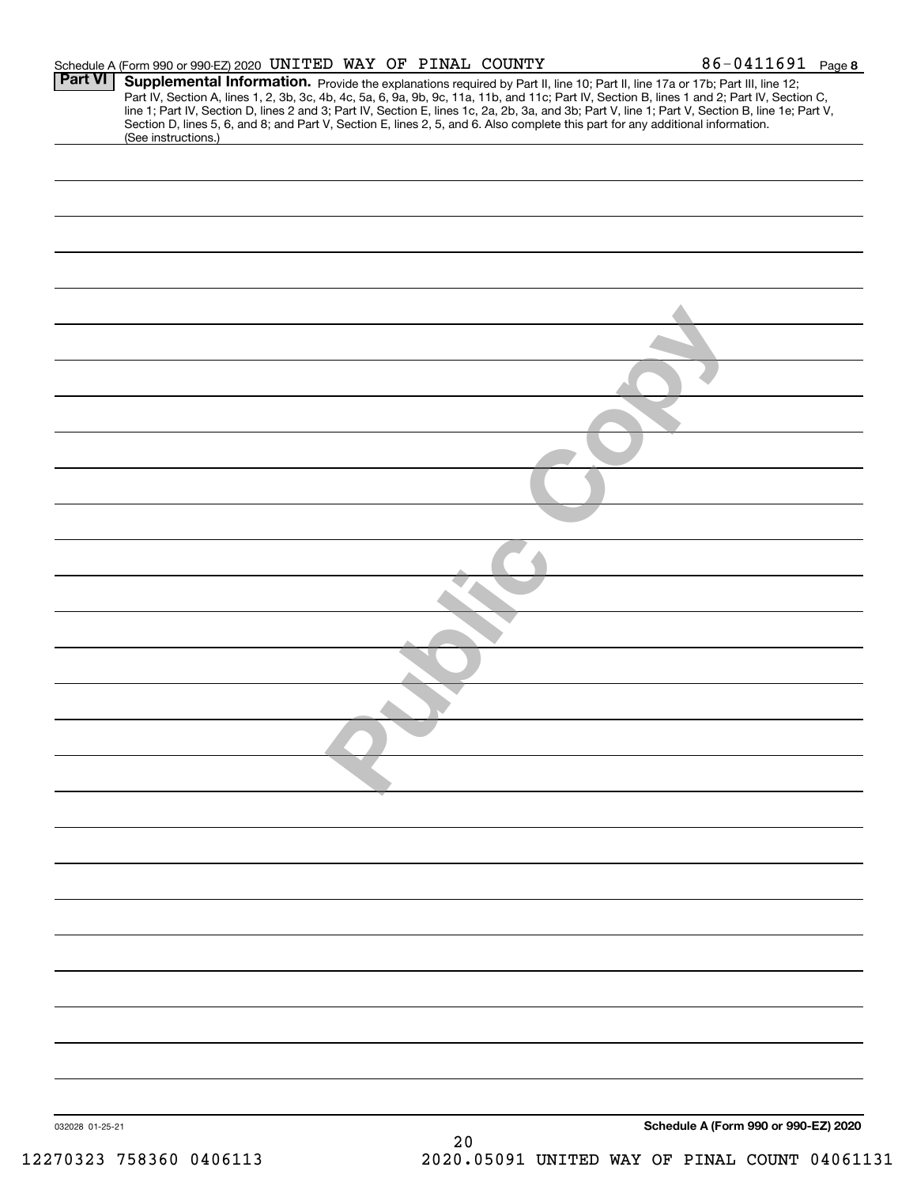Schedule A (Form 990 or 990-EZ) 2020 UNITED WAY OF PINAL COUNTY 86-0411691 Page **8**

## Part VI Supplemental Information.

Provide the explanations required by Part II, line 10; Part II, line 17a or 17b; Part III, line 12; Part IV, Section A, lines 1, 2, 3b, 3c, 4b, 4c, 5a, 6, 9a, 9b, 9c, 11a, 11b, and 11c; Part IV, Section B, lines 1 and 2; Part IV, Section C, line 1; Part IV, Section D, lines 2 and 3; Part IV, Section E, lines 1c, 2a, 2b, 3a, and 3b; Part V, line 1; Part V, Section B, line 1e; Part V, Section D, lines 5, 6, and 8; and Part V, Section E, lines 2, 5, and 6. Also complete this part for any additional information. (See instructions.)

Public Copy

032028 01-25-21

**Schedule A (Form 990 or 990-EZ) 2020**

12270323 758360 0406113 2020.05091 UNITED WAY OF PINAL COUNT 04061131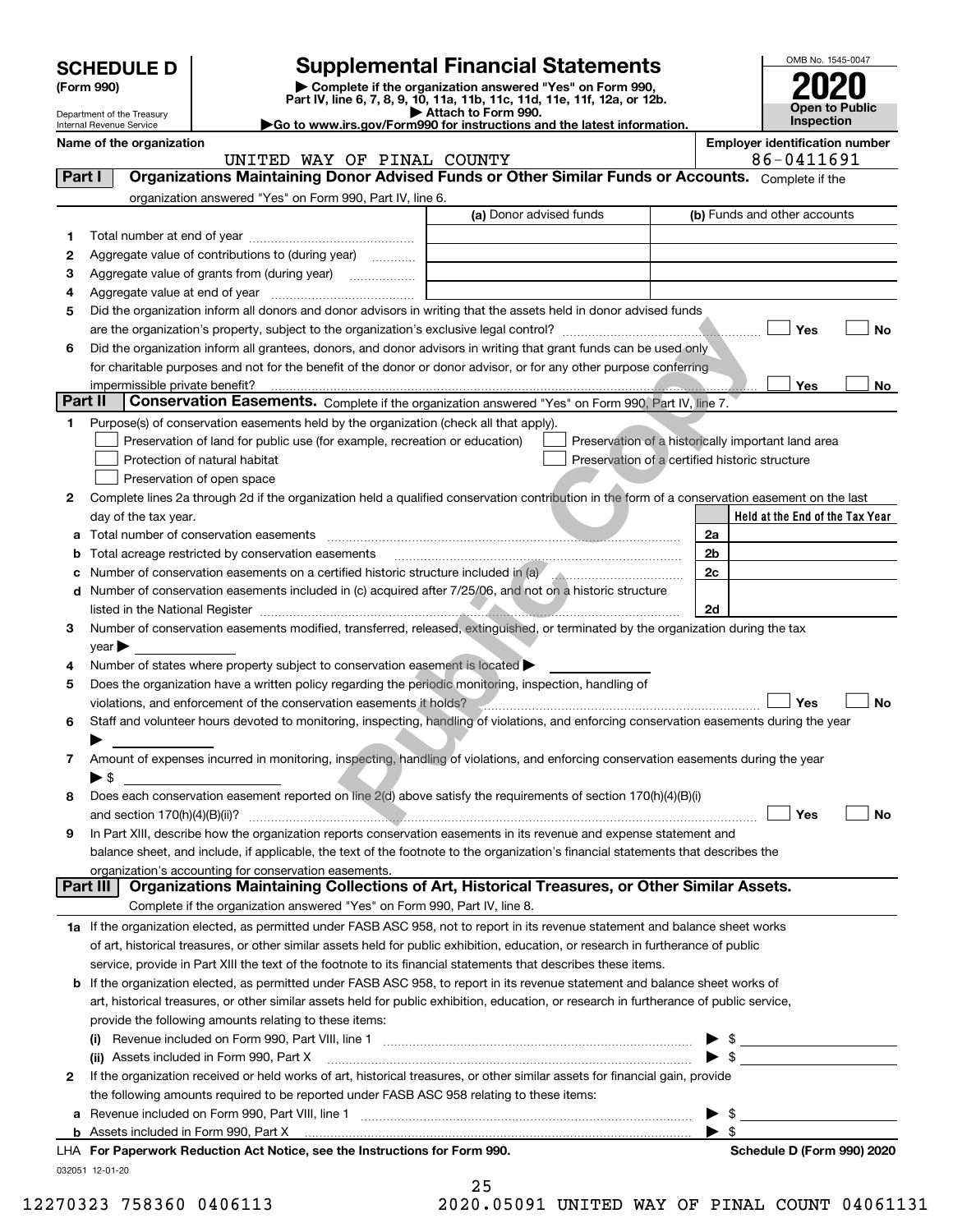# SCHEDULE D (Form 990)

Department of the Treasury
Internal Revenue Service

## Supplemental Financial Statements

▶ Complete if the organization answered "Yes" on Form 990, Part IV, line 6, 7, 8, 9, 10, 11a, 11b, 11c, 11d, 11e, 11f, 12a, or 12b.
▶ Attach to Form 990.
▶Go to www.irs.gov/Form990 for instructions and the latest information.

OMB No. 1545-0047
**2020**
**Open to Public Inspection**

**Name of the organization:** UNITED WAY OF PINAL COUNTY
**Employer identification number:** 86-0411691

### Part I — Organizations Maintaining Donor Advised Funds or Other Similar Funds or Accounts.

Complete if the organization answered "Yes" on Form 990, Part IV, line 6.

| | | (a) Donor advised funds | (b) Funds and other accounts |
|---|---|---|---|
| 1 | Total number at end of year | | |
| 2 | Aggregate value of contributions to (during year) | | |
| 3 | Aggregate value of grants from (during year) | | |
| 4 | Aggregate value at end of year | | |

5 Did the organization inform all donors and donor advisors in writing that the assets held in donor advised funds are the organization's property, subject to the organization's exclusive legal control? ☐ Yes ☐ No

6 Did the organization inform all grantees, donors, and donor advisors in writing that grant funds can be used only for charitable purposes and not for the benefit of the donor or donor advisor, or for any other purpose conferring impermissible private benefit? ☐ Yes ☐ No

### Part II — Conservation Easements.

Complete if the organization answered "Yes" on Form 990, Part IV, line 7.

1 Purpose(s) of conservation easements held by the organization (check all that apply).
- ☐ Preservation of land for public use (for example, recreation or education)
- ☐ Preservation of a historically important land area
- ☐ Protection of natural habitat
- ☐ Preservation of a certified historic structure
- ☐ Preservation of open space

2 Complete lines 2a through 2d if the organization held a qualified conservation contribution in the form of a conservation easement on the last day of the tax year.

| | | | Held at the End of the Tax Year |
|---|---|---|---|
| a | Total number of conservation easements | 2a | |
| b | Total acreage restricted by conservation easements | 2b | |
| c | Number of conservation easements on a certified historic structure included in (a) | 2c | |
| d | Number of conservation easements included in (c) acquired after 7/25/06, and not on a historic structure listed in the National Register | 2d | |

3 Number of conservation easements modified, transferred, released, extinguished, or terminated by the organization during the tax year ▶

4 Number of states where property subject to conservation easement is located ▶

5 Does the organization have a written policy regarding the periodic monitoring, inspection, handling of violations, and enforcement of the conservation easements it holds? ☐ Yes ☐ No

6 Staff and volunteer hours devoted to monitoring, inspecting, handling of violations, and enforcing conservation easements during the year ▶

7 Amount of expenses incurred in monitoring, inspecting, handling of violations, and enforcing conservation easements during the year ▶ $

8 Does each conservation easement reported on line 2(d) above satisfy the requirements of section 170(h)(4)(B)(i) and section 170(h)(4)(B)(ii)? ☐ Yes ☐ No

9 In Part XIII, describe how the organization reports conservation easements in its revenue and expense statement and balance sheet, and include, if applicable, the text of the footnote to the organization's financial statements that describes the organization's accounting for conservation easements.

### Part III — Organizations Maintaining Collections of Art, Historical Treasures, or Other Similar Assets.

Complete if the organization answered "Yes" on Form 990, Part IV, line 8.

1a If the organization elected, as permitted under FASB ASC 958, not to report in its revenue statement and balance sheet works of art, historical treasures, or other similar assets held for public exhibition, education, or research in furtherance of public service, provide in Part XIII the text of the footnote to its financial statements that describes these items.

b If the organization elected, as permitted under FASB ASC 958, to report in its revenue statement and balance sheet works of art, historical treasures, or other similar assets held for public exhibition, education, or research in furtherance of public service, provide the following amounts relating to these items:

(i) Revenue included on Form 990, Part VIII, line 1 ▶ $

(ii) Assets included in Form 990, Part X ▶ $

2 If the organization received or held works of art, historical treasures, or other similar assets for financial gain, provide the following amounts required to be reported under FASB ASC 958 relating to these items:

a Revenue included on Form 990, Part VIII, line 1 ▶ $

b Assets included in Form 990, Part X ▶ $

LHA For Paperwork Reduction Act Notice, see the Instructions for Form 990. **Schedule D (Form 990) 2020**

032051 12-01-20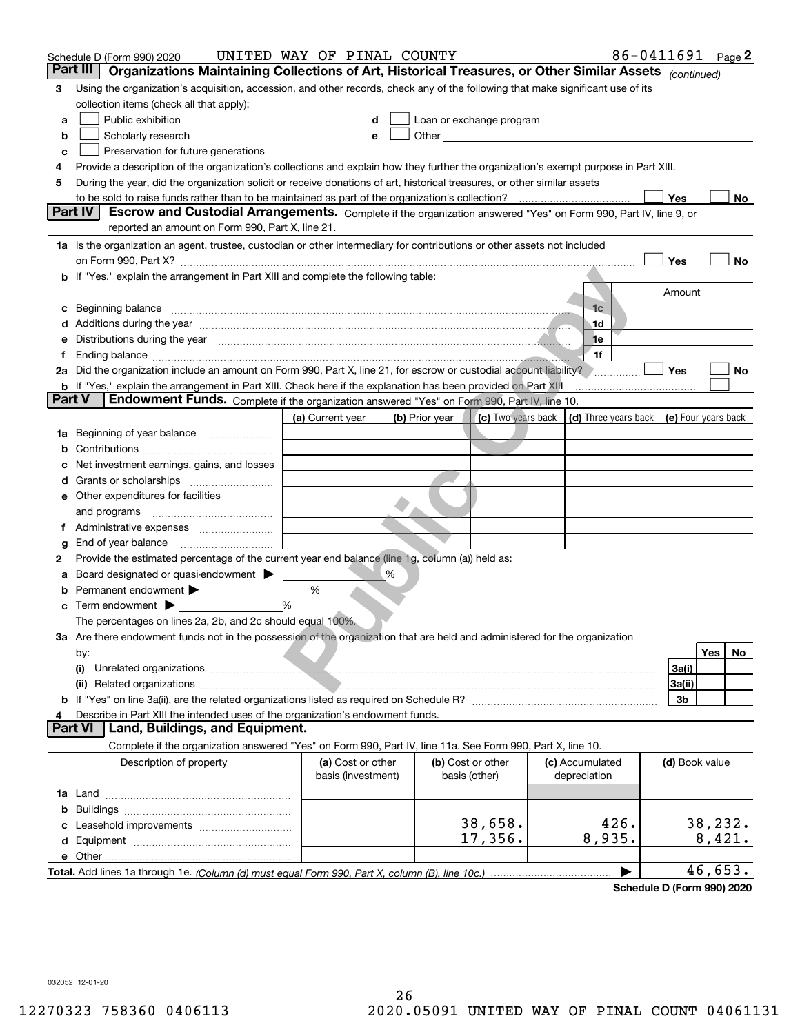Schedule D (Form 990) 2020 UNITED WAY OF PINAL COUNTY 86-0411691 Page 2

## Part III Organizations Maintaining Collections of Art, Historical Treasures, or Other Similar Assets *(continued)*

3 Using the organization's acquisition, accession, and other records, check any of the following that make significant use of its collection items (check all that apply):

- a ☐ Public exhibition
- b ☐ Scholarly research
- c ☐ Preservation for future generations
- d ☐ Loan or exchange program
- e ☐ Other

4 Provide a description of the organization's collections and explain how they further the organization's exempt purpose in Part XIII.

5 During the year, did the organization solicit or receive donations of art, historical treasures, or other similar assets to be sold to raise funds rather than to be maintained as part of the organization's collection? ☐ Yes ☐ No

## Part IV Escrow and Custodial Arrangements.

Complete if the organization answered "Yes" on Form 990, Part IV, line 9, or reported an amount on Form 990, Part X, line 21.

1a Is the organization an agent, trustee, custodian or other intermediary for contributions or other assets not included on Form 990, Part X? ☐ Yes ☐ No

b If "Yes," explain the arrangement in Part XIII and complete the following table:

| | | Amount |
|---|---|---|
| c Beginning balance | 1c | |
| d Additions during the year | 1d | |
| e Distributions during the year | 1e | |
| f Ending balance | 1f | |

2a Did the organization include an amount on Form 990, Part X, line 21, for escrow or custodial account liability? ☐ Yes ☐ No

b If "Yes," explain the arrangement in Part XIII. Check here if the explanation has been provided on Part XIII ☐

## Part V Endowment Funds.

Complete if the organization answered "Yes" on Form 990, Part IV, line 10.

| | (a) Current year | (b) Prior year | (c) Two years back | (d) Three years back | (e) Four years back |
|---|---|---|---|---|---|
| 1a Beginning of year balance | | | | | |
| b Contributions | | | | | |
| c Net investment earnings, gains, and losses | | | | | |
| d Grants or scholarships | | | | | |
| e Other expenditures for facilities and programs | | | | | |
| f Administrative expenses | | | | | |
| g End of year balance | | | | | |

2 Provide the estimated percentage of the current year end balance (line 1g, column (a)) held as:

- a Board designated or quasi-endowment ▶ %
- b Permanent endowment ▶ %
- c Term endowment ▶ %

The percentages on lines 2a, 2b, and 2c should equal 100%.

3a Are there endowment funds not in the possession of the organization that are held and administered for the organization by:

| | | Yes | No |
|---|---|---|---|
| (i) Unrelated organizations | 3a(i) | | |
| (ii) Related organizations | 3a(ii) | | |
| b If "Yes" on line 3a(ii), are the related organizations listed as required on Schedule R? | 3b | | |

4 Describe in Part XIII the intended uses of the organization's endowment funds.

## Part VI Land, Buildings, and Equipment.

Complete if the organization answered "Yes" on Form 990, Part IV, line 11a. See Form 990, Part X, line 10.

| Description of property | (a) Cost or other basis (investment) | (b) Cost or other basis (other) | (c) Accumulated depreciation | (d) Book value |
|---|---|---|---|---|
| 1a Land | | | | |
| b Buildings | | | | |
| c Leasehold improvements | | 38,658. | 426. | 38,232. |
| d Equipment | | 17,356. | 8,935. | 8,421. |
| e Other | | | | |
| **Total.** Add lines 1a through 1e. *(Column (d) must equal Form 990, Part X, column (B), line 10c.)* | | | | 46,653. |

**Schedule D (Form 990) 2020**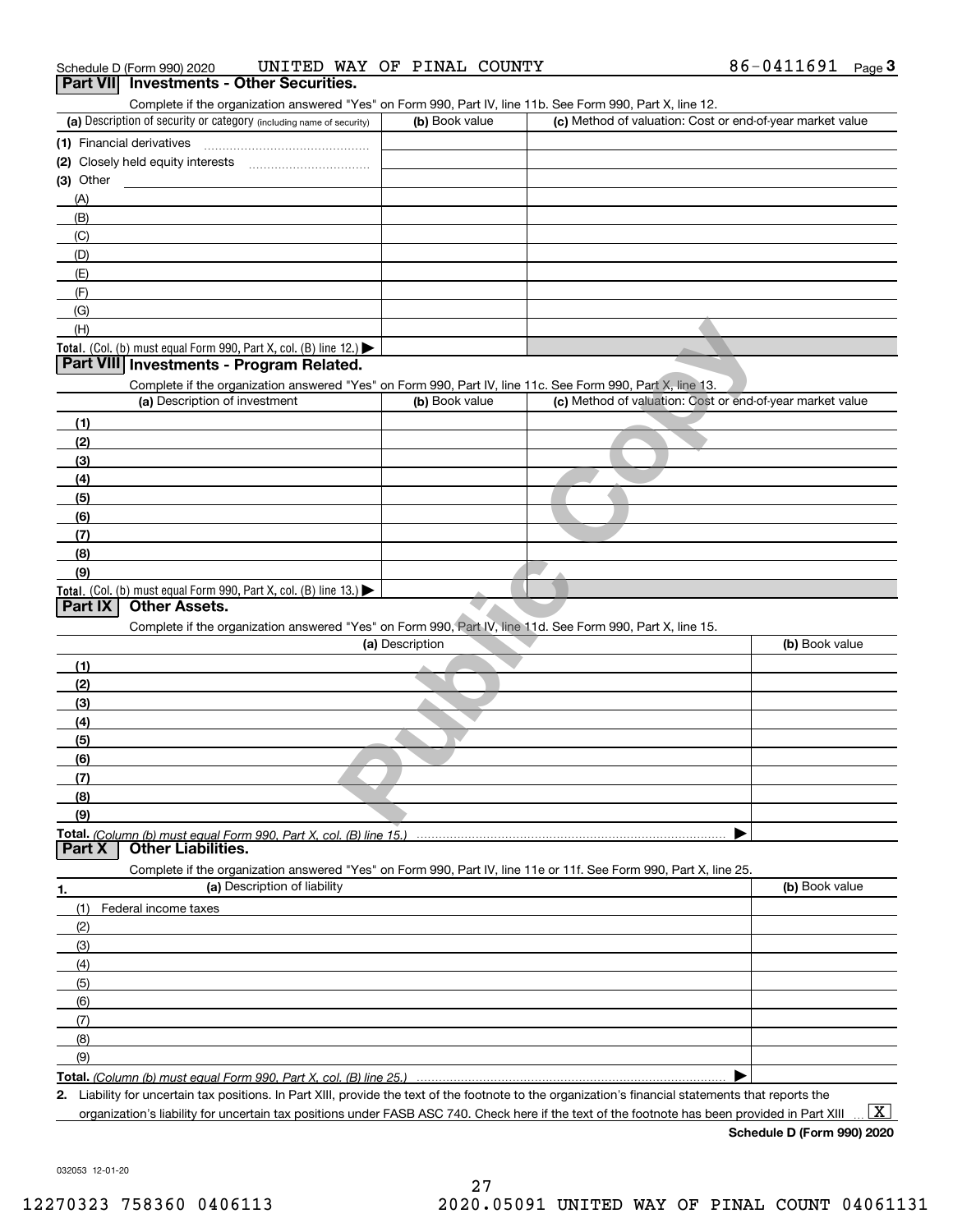Schedule D (Form 990) 2020 UNITED WAY OF PINAL COUNTY 86-0411691 Page 3

## Part VII Investments - Other Securities.

Complete if the organization answered "Yes" on Form 990, Part IV, line 11b. See Form 990, Part X, line 12.

| (a) Description of security or category (including name of security) | (b) Book value | (c) Method of valuation: Cost or end-of-year market value |
|---|---|---|
| (1) Financial derivatives | | |
| (2) Closely held equity interests | | |
| (3) Other | | |
| (A) | | |
| (B) | | |
| (C) | | |
| (D) | | |
| (E) | | |
| (F) | | |
| (G) | | |
| (H) | | |
| **Total.** (Col. (b) must equal Form 990, Part X, col. (B) line 12.) ▶ | | |

## Part VIII Investments - Program Related.

Complete if the organization answered "Yes" on Form 990, Part IV, line 11c. See Form 990, Part X, line 13.

| (a) Description of investment | (b) Book value | (c) Method of valuation: Cost or end-of-year market value |
|---|---|---|
| (1) | | |
| (2) | | |
| (3) | | |
| (4) | | |
| (5) | | |
| (6) | | |
| (7) | | |
| (8) | | |
| (9) | | |
| **Total.** (Col. (b) must equal Form 990, Part X, col. (B) line 13.) ▶ | | |

## Part IX Other Assets.

Complete if the organization answered "Yes" on Form 990, Part IV, line 11d. See Form 990, Part X, line 15.

| (a) Description | (b) Book value |
|---|---|
| (1) | |
| (2) | |
| (3) | |
| (4) | |
| (5) | |
| (6) | |
| (7) | |
| (8) | |
| (9) | |
| **Total.** *(Column (b) must equal Form 990, Part X, col. (B) line 15.)* ▶ | |

## Part X Other Liabilities.

Complete if the organization answered "Yes" on Form 990, Part IV, line 11e or 11f. See Form 990, Part X, line 25.

| 1. (a) Description of liability | (b) Book value |
|---|---|
| (1) Federal income taxes | |
| (2) | |
| (3) | |
| (4) | |
| (5) | |
| (6) | |
| (7) | |
| (8) | |
| (9) | |
| **Total.** *(Column (b) must equal Form 990, Part X, col. (B) line 25.)* ▶ | |

**2.** Liability for uncertain tax positions. In Part XIII, provide the text of the footnote to the organization's financial statements that reports the organization's liability for uncertain tax positions under FASB ASC 740. Check here if the text of the footnote has been provided in Part XIII ... [X]

**Schedule D (Form 990) 2020**

032053 12-01-20

27

12270323 758360 0406113 2020.05091 UNITED WAY OF PINAL COUNT 04061131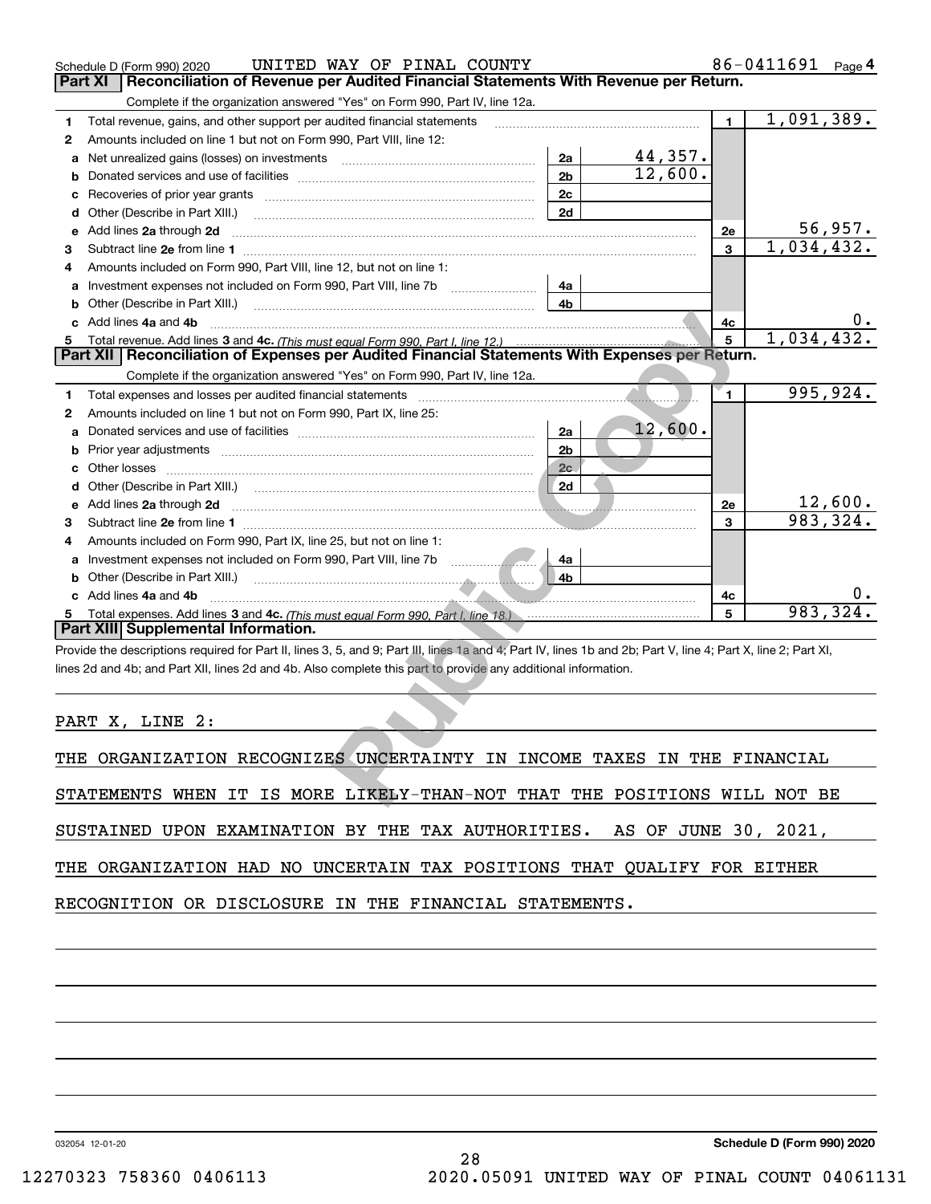Schedule D (Form 990) 2020 UNITED WAY OF PINAL COUNTY 86-0411691 Page 4

## Part XI Reconciliation of Revenue per Audited Financial Statements With Revenue per Return.

Complete if the organization answered "Yes" on Form 990, Part IV, line 12a.

| | | | | | |
|---|---|---|---|---|---|
| 1 | Total revenue, gains, and other support per audited financial statements | | | 1 | 1,091,389. |
| 2 | Amounts included on line 1 but not on Form 990, Part VIII, line 12: | | | | |
| a | Net unrealized gains (losses) on investments | 2a | 44,357. | | |
| b | Donated services and use of facilities | 2b | 12,600. | | |
| c | Recoveries of prior year grants | 2c | | | |
| d | Other (Describe in Part XIII.) | 2d | | | |
| e | Add lines 2a through 2d | | | 2e | 56,957. |
| 3 | Subtract line 2e from line 1 | | | 3 | 1,034,432. |
| 4 | Amounts included on Form 990, Part VIII, line 12, but not on line 1: | | | | |
| a | Investment expenses not included on Form 990, Part VIII, line 7b | 4a | | | |
| b | Other (Describe in Part XIII.) | 4b | | | |
| c | Add lines 4a and 4b | | | 4c | 0. |
| 5 | Total revenue. Add lines 3 and 4c. *(This must equal Form 990, Part I, line 12.)* | | | 5 | 1,034,432. |

## Part XII Reconciliation of Expenses per Audited Financial Statements With Expenses per Return.

Complete if the organization answered "Yes" on Form 990, Part IV, line 12a.

| | | | | | |
|---|---|---|---|---|---|
| 1 | Total expenses and losses per audited financial statements | | | 1 | 995,924. |
| 2 | Amounts included on line 1 but not on Form 990, Part IX, line 25: | | | | |
| a | Donated services and use of facilities | 2a | 12,600. | | |
| b | Prior year adjustments | 2b | | | |
| c | Other losses | 2c | | | |
| d | Other (Describe in Part XIII.) | 2d | | | |
| e | Add lines 2a through 2d | | | 2e | 12,600. |
| 3 | Subtract line 2e from line 1 | | | 3 | 983,324. |
| 4 | Amounts included on Form 990, Part IX, line 25, but not on line 1: | | | | |
| a | Investment expenses not included on Form 990, Part VIII, line 7b | 4a | | | |
| b | Other (Describe in Part XIII.) | 4b | | | |
| c | Add lines 4a and 4b | | | 4c | 0. |
| 5 | Total expenses. Add lines 3 and 4c. *(This must equal Form 990, Part I, line 18.)* | | | 5 | 983,324. |

## Part XIII Supplemental Information.

Provide the descriptions required for Part II, lines 3, 5, and 9; Part III, lines 1a and 4; Part IV, lines 1b and 2b; Part V, line 4; Part X, line 2; Part XI, lines 2d and 4b; and Part XII, lines 2d and 4b. Also complete this part to provide any additional information.

PART X, LINE 2:

THE ORGANIZATION RECOGNIZES UNCERTAINTY IN INCOME TAXES IN THE FINANCIAL STATEMENTS WHEN IT IS MORE LIKELY-THAN-NOT THAT THE POSITIONS WILL NOT BE SUSTAINED UPON EXAMINATION BY THE TAX AUTHORITIES. AS OF JUNE 30, 2021, THE ORGANIZATION HAD NO UNCERTAIN TAX POSITIONS THAT QUALIFY FOR EITHER RECOGNITION OR DISCLOSURE IN THE FINANCIAL STATEMENTS.

032054 12-01-20 **Schedule D (Form 990) 2020**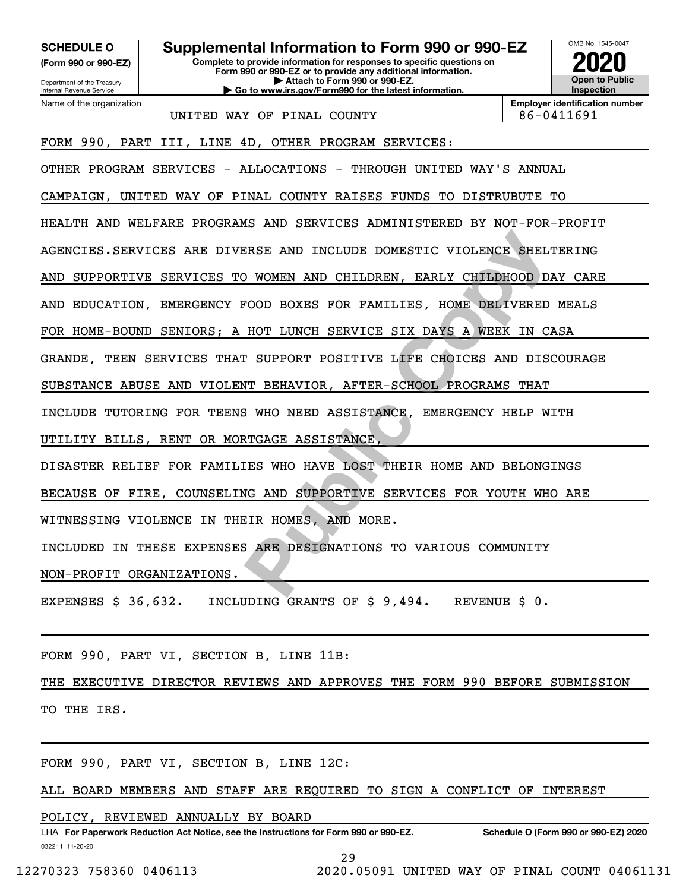**SCHEDULE O** (Form 990 or 990-EZ)

Department of the Treasury
Internal Revenue Service

# Supplemental Information to Form 990 or 990-EZ

**Complete to provide information for responses to specific questions on Form 990 or 990-EZ or to provide any additional information.**
**▶ Attach to Form 990 or 990-EZ.**
**▶ Go to www.irs.gov/Form990 for the latest information.**

OMB No. 1545-0047

**2020**

**Open to Public Inspection**

Name of the organization: UNITED WAY OF PINAL COUNTY

**Employer identification number:** 86-0411691

FORM 990, PART III, LINE 4D, OTHER PROGRAM SERVICES:

OTHER PROGRAM SERVICES - ALLOCATIONS - THROUGH UNITED WAY'S ANNUAL CAMPAIGN, UNITED WAY OF PINAL COUNTY RAISES FUNDS TO DISTRUBUTE TO HEALTH AND WELFARE PROGRAMS AND SERVICES ADMINISTERED BY NOT-FOR-PROFIT AGENCIES.SERVICES ARE DIVERSE AND INCLUDE DOMESTIC VIOLENCE SHELTERING AND SUPPORTIVE SERVICES TO WOMEN AND CHILDREN, EARLY CHILDHOOD DAY CARE AND EDUCATION, EMERGENCY FOOD BOXES FOR FAMILIES, HOME DELIVERED MEALS FOR HOME-BOUND SENIORS; A HOT LUNCH SERVICE SIX DAYS A WEEK IN CASA GRANDE, TEEN SERVICES THAT SUPPORT POSITIVE LIFE CHOICES AND DISCOURAGE SUBSTANCE ABUSE AND VIOLENT BEHAVIOR, AFTER-SCHOOL PROGRAMS THAT INCLUDE TUTORING FOR TEENS WHO NEED ASSISTANCE, EMERGENCY HELP WITH UTILITY BILLS, RENT OR MORTGAGE ASSISTANCE,

DISASTER RELIEF FOR FAMILIES WHO HAVE LOST THEIR HOME AND BELONGINGS BECAUSE OF FIRE, COUNSELING AND SUPPORTIVE SERVICES FOR YOUTH WHO ARE WITNESSING VIOLENCE IN THEIR HOMES, AND MORE.

INCLUDED IN THESE EXPENSES ARE DESIGNATIONS TO VARIOUS COMMUNITY NON-PROFIT ORGANIZATIONS.

EXPENSES $ 36,632.   INCLUDING GRANTS OF $ 9,494.   REVENUE $ 0.

FORM 990, PART VI, SECTION B, LINE 11B:

THE EXECUTIVE DIRECTOR REVIEWS AND APPROVES THE FORM 990 BEFORE SUBMISSION TO THE IRS.

FORM 990, PART VI, SECTION B, LINE 12C:

ALL BOARD MEMBERS AND STAFF ARE REQUIRED TO SIGN A CONFLICT OF INTEREST POLICY, REVIEWED ANNUALLY BY BOARD

LHA **For Paperwork Reduction Act Notice, see the Instructions for Form 990 or 990-EZ.** **Schedule O (Form 990 or 990-EZ) 2020**

032211 11-20-20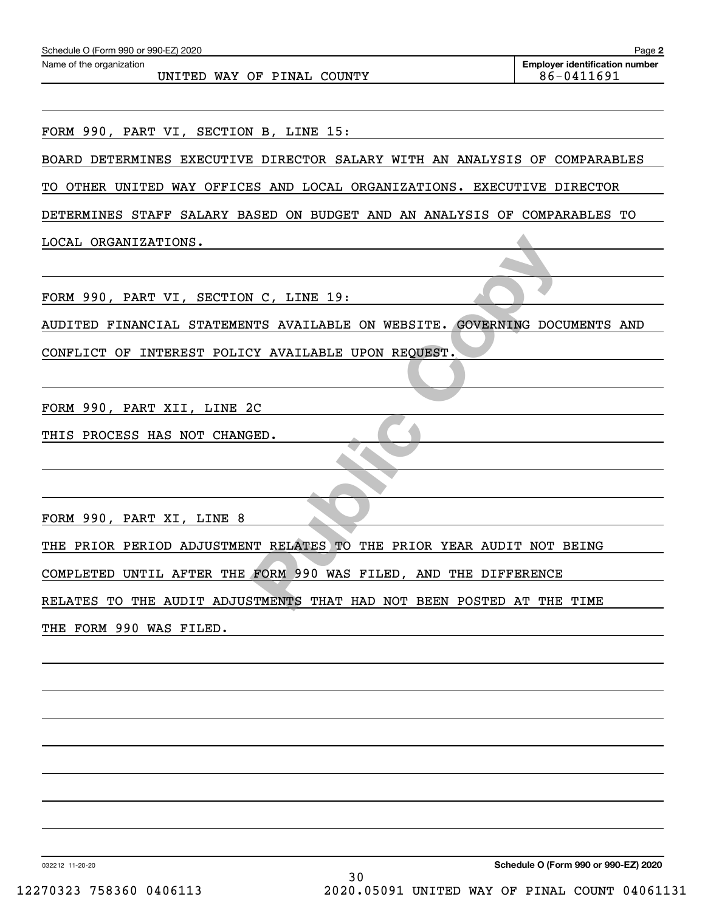Schedule O (Form 990 or 990-EZ) 2020

Name of the organization: UNITED WAY OF PINAL COUNTY

Employer identification number: 86-0411691

FORM 990, PART VI, SECTION B, LINE 15:

BOARD DETERMINES EXECUTIVE DIRECTOR SALARY WITH AN ANALYSIS OF COMPARABLES TO OTHER UNITED WAY OFFICES AND LOCAL ORGANIZATIONS. EXECUTIVE DIRECTOR DETERMINES STAFF SALARY BASED ON BUDGET AND AN ANALYSIS OF COMPARABLES TO LOCAL ORGANIZATIONS.

FORM 990, PART VI, SECTION C, LINE 19:

AUDITED FINANCIAL STATEMENTS AVAILABLE ON WEBSITE. GOVERNING DOCUMENTS AND CONFLICT OF INTEREST POLICY AVAILABLE UPON REQUEST.

FORM 990, PART XII, LINE 2C

THIS PROCESS HAS NOT CHANGED.

FORM 990, PART XI, LINE 8

THE PRIOR PERIOD ADJUSTMENT RELATES TO THE PRIOR YEAR AUDIT NOT BEING COMPLETED UNTIL AFTER THE FORM 990 WAS FILED, AND THE DIFFERENCE RELATES TO THE AUDIT ADJUSTMENTS THAT HAD NOT BEEN POSTED AT THE TIME THE FORM 990 WAS FILED.

032212 11-20-20

Schedule O (Form 990 or 990-EZ) 2020

12270323 758360 0406113 2020.05091 UNITED WAY OF PINAL COUNT 04061131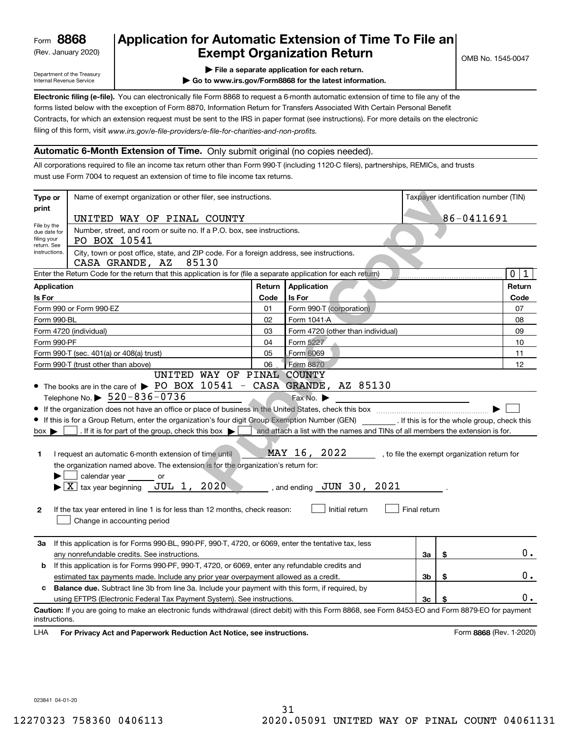Form **8868** (Rev. January 2020)

Department of the Treasury Internal Revenue Service

# Application for Automatic Extension of Time To File an Exempt Organization Return

▶ File a separate application for each return.

▶ Go to www.irs.gov/Form8868 for the latest information.

OMB No. 1545-0047

**Electronic filing (e-file).** You can electronically file Form 8868 to request a 6-month automatic extension of time to file any of the forms listed below with the exception of Form 8870, Information Return for Transfers Associated With Certain Personal Benefit Contracts, for which an extension request must be sent to the IRS in paper format (see instructions). For more details on the electronic filing of this form, visit *www.irs.gov/e-file-providers/e-file-for-charities-and-non-profits.*

## Automatic 6-Month Extension of Time. Only submit original (no copies needed).

All corporations required to file an income tax return other than Form 990-T (including 1120-C filers), partnerships, REMICs, and trusts must use Form 7004 to request an extension of time to file income tax returns.

| | | |
|---|---|---|
| **Type or print** | Name of exempt organization or other filer, see instructions. UNITED WAY OF PINAL COUNTY | Taxpayer identification number (TIN) 86-0411691 |
| File by the due date for filing your return. See instructions. | Number, street, and room or suite no. If a P.O. box, see instructions. PO BOX 10541 | |
| | City, town or post office, state, and ZIP code. For a foreign address, see instructions. CASA GRANDE, AZ 85130 | |

Enter the Return Code for the return that this application is for (file a separate application for each return) 0 1

| Application Is For | Return Code | Application Is For | Return Code |
|---|---|---|---|
| Form 990 or Form 990-EZ | 01 | Form 990-T (corporation) | 07 |
| Form 990-BL | 02 | Form 1041-A | 08 |
| Form 4720 (individual) | 03 | Form 4720 (other than individual) | 09 |
| Form 990-PF | 04 | Form 5227 | 10 |
| Form 990-T (sec. 401(a) or 408(a) trust) | 05 | Form 6069 | 11 |
| Form 990-T (trust other than above) | 06 | Form 8870 | 12 |

- The books are in the care of ▶ UNITED WAY OF PINAL COUNTY PO BOX 10541 - CASA GRANDE, AZ 85130
  Telephone No. ▶ 520-836-0736 Fax No. ▶
- If the organization does not have an office or place of business in the United States, check this box ▶ ☐
- If this is for a Group Return, enter the organization's four digit Group Exemption Number (GEN) ______ . If this is for the whole group, check this box ▶ ☐ . If it is for part of the group, check this box ▶ ☐ and attach a list with the names and TINs of all members the extension is for.

**1** I request an automatic 6-month extension of time until MAY 16, 2022 , to file the exempt organization return for the organization named above. The extension is for the organization's return for:
▶ ☐ calendar year ______ or
▶ ☒ tax year beginning JUL 1, 2020 , and ending JUN 30, 2021 .

**2** If the tax year entered in line 1 is for less than 12 months, check reason: ☐ Initial return ☐ Final return ☐ Change in accounting period

| | | | |
|---|---|---|---|
| **3a** | If this application is for Forms 990-BL, 990-PF, 990-T, 4720, or 6069, enter the tentative tax, less any nonrefundable credits. See instructions. | 3a | $ 0. |
| **b** | If this application is for Forms 990-PF, 990-T, 4720, or 6069, enter any refundable credits and estimated tax payments made. Include any prior year overpayment allowed as a credit. | 3b | $ 0. |
| **c** | **Balance due.** Subtract line 3b from line 3a. Include your payment with this form, if required, by using EFTPS (Electronic Federal Tax Payment System). See instructions. | 3c | $ 0. |

**Caution:** If you are going to make an electronic funds withdrawal (direct debit) with this Form 8868, see Form 8453-EO and Form 8879-EO for payment instructions.

LHA **For Privacy Act and Paperwork Reduction Act Notice, see instructions.** Form **8868** (Rev. 1-2020)

023841 04-01-20

12270323 758360 0406113 2020.05091 UNITED WAY OF PINAL COUNT 04061131